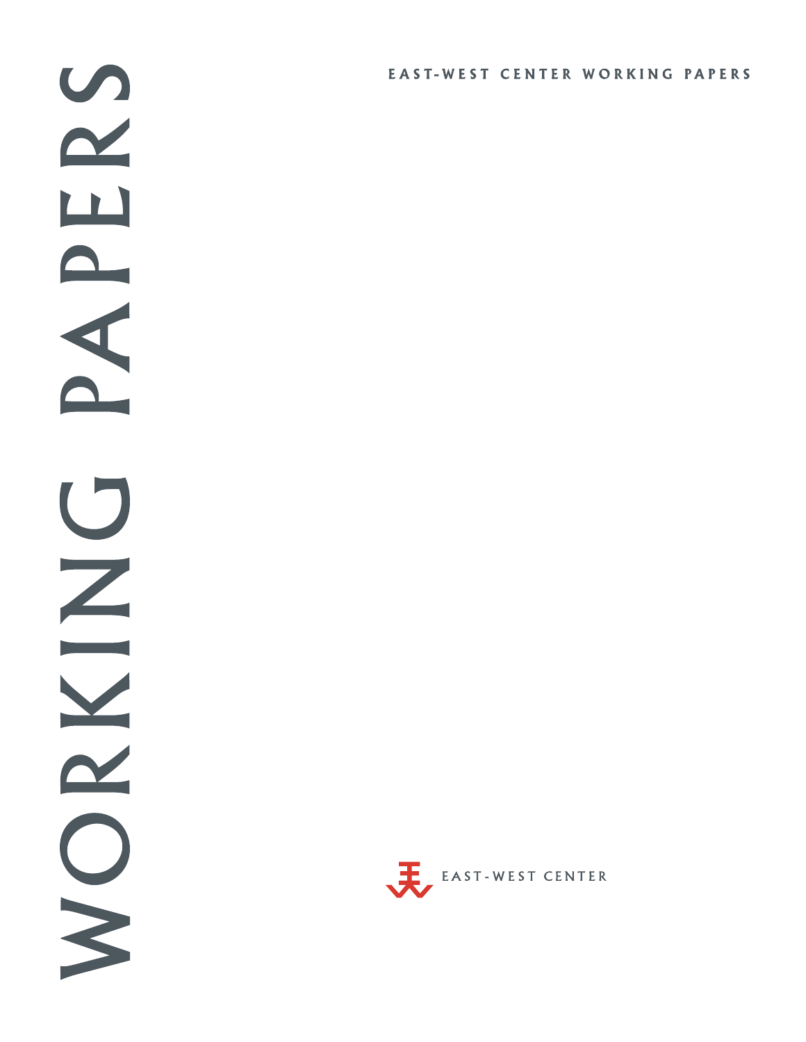# WORKING PAPERS

EAST-WEST CENTER WORKING PAPERS

EAST-WEST CENTER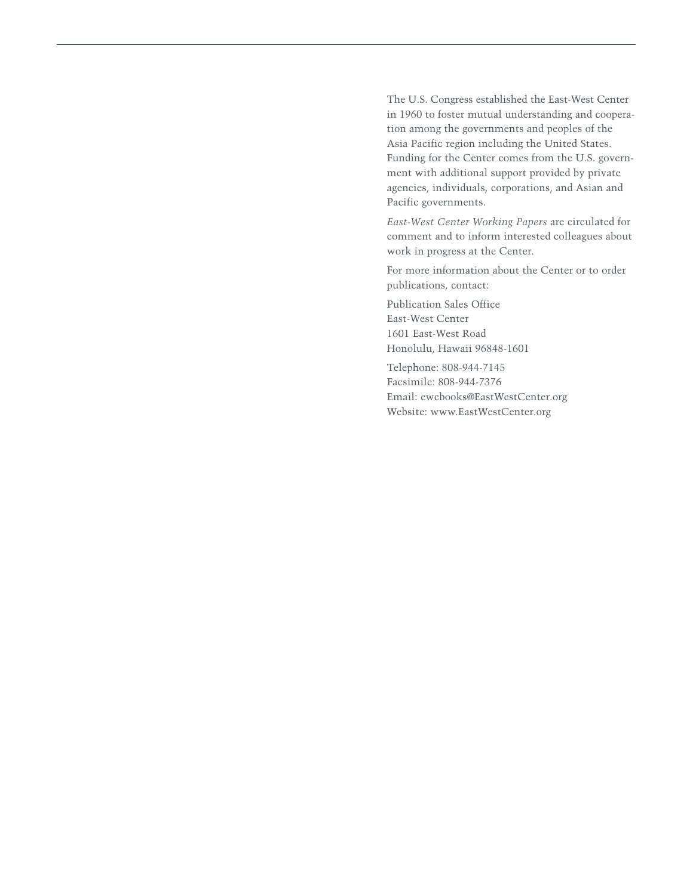The U.S. Congress established the East-West Center in 1960 to foster mutual understanding and cooperation among the governments and peoples of the Asia Pacific region including the United States. Funding for the Center comes from the U.S. government with additional support provided by private agencies, individuals, corporations, and Asian and Pacific governments.

*East-West Center Working Papers* are circulated for comment and to inform interested colleagues about work in progress at the Center.

For more information about the Center or to order publications, contact:

Publication Sales Office  
East-West Center  
1601 East-West Road  
Honolulu, Hawaii 96848-1601

Telephone: 808-944-7145  
Facsimile: 808-944-7376  
Email: ewcbooks@EastWestCenter.org  
Website: www.EastWestCenter.org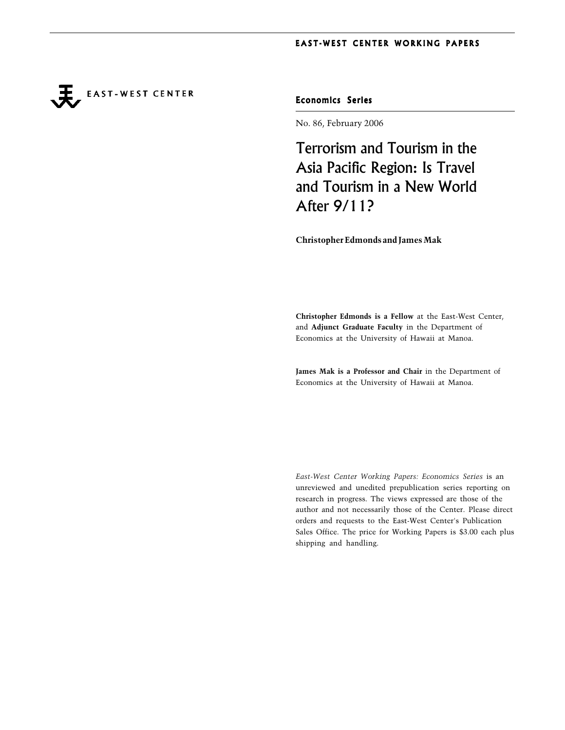EAST-WEST CENTER WORKING PAPERS

EAST-WEST CENTER

**Economics Series**

No. 86, February 2006

# Terrorism and Tourism in the Asia Pacific Region: Is Travel and Tourism in a New World After 9/11?

**Christopher Edmonds and James Mak**

**Christopher Edmonds is a Fellow** at the East-West Center, and **Adjunct Graduate Faculty** in the Department of Economics at the University of Hawaii at Manoa.

**James Mak is a Professor and Chair** in the Department of Economics at the University of Hawaii at Manoa.

*East-West Center Working Papers: Economics Series* is an unreviewed and unedited prepublication series reporting on research in progress. The views expressed are those of the author and not necessarily those of the Center. Please direct orders and requests to the East-West Center's Publication Sales Office. The price for Working Papers is $3.00 each plus shipping and handling.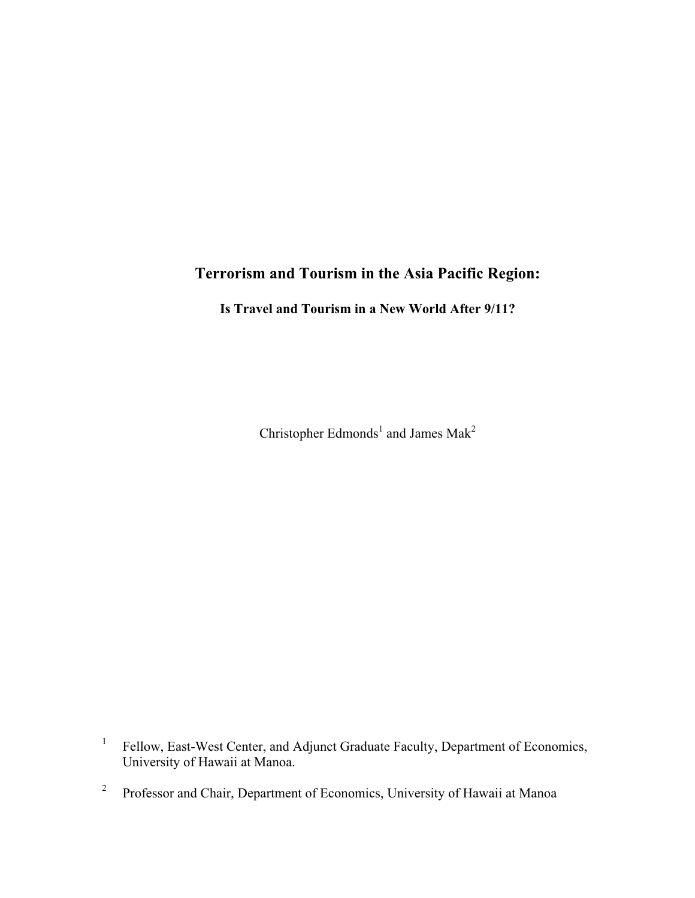# Terrorism and Tourism in the Asia Pacific Region:

## Is Travel and Tourism in a New World After 9/11?

Christopher Edmonds[1] and James Mak[2]

[1] Fellow, East-West Center, and Adjunct Graduate Faculty, Department of Economics, University of Hawaii at Manoa.

[2] Professor and Chair, Department of Economics, University of Hawaii at Manoa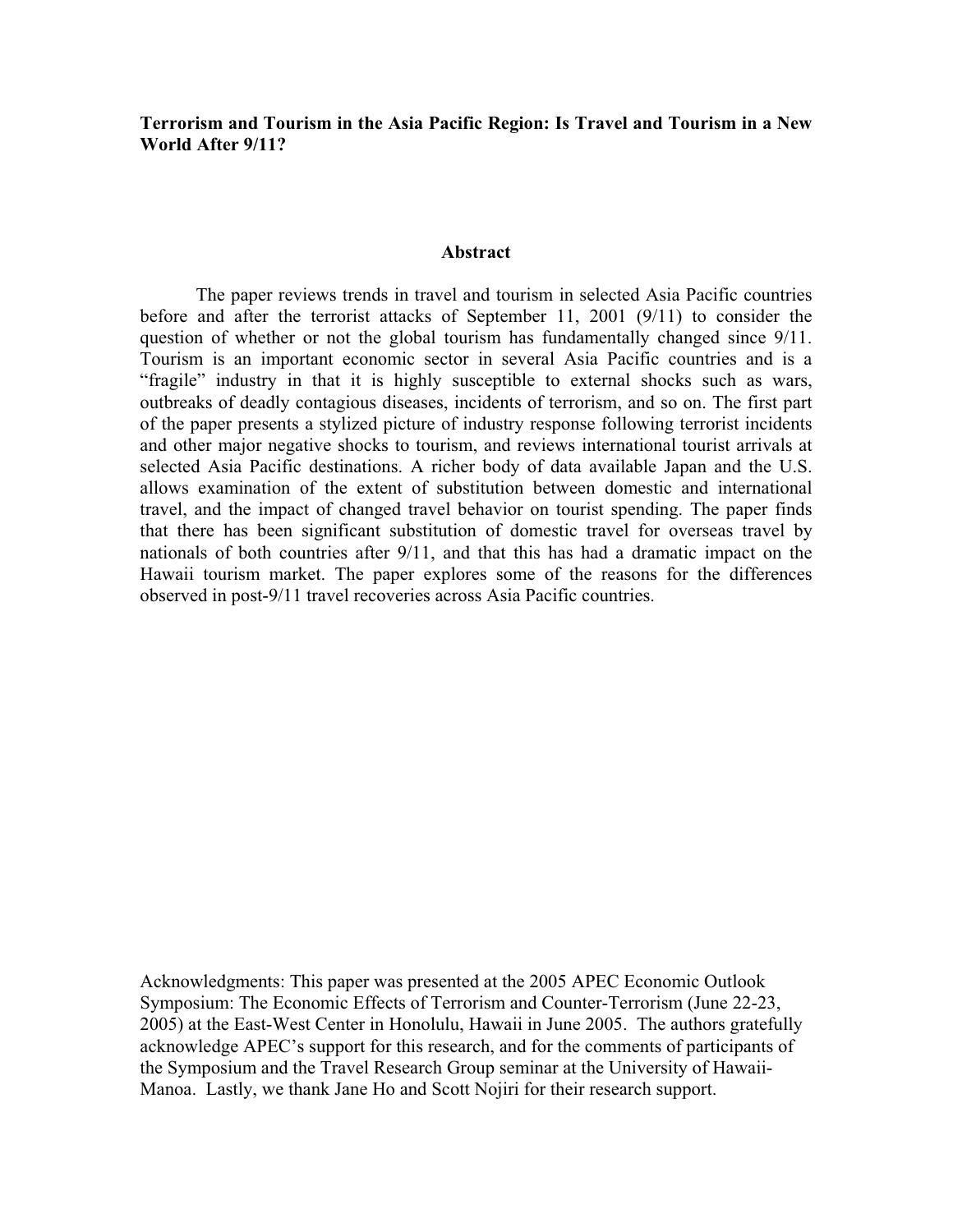**Terrorism and Tourism in the Asia Pacific Region: Is Travel and Tourism in a New World After 9/11?**

## Abstract

The paper reviews trends in travel and tourism in selected Asia Pacific countries before and after the terrorist attacks of September 11, 2001 (9/11) to consider the question of whether or not the global tourism has fundamentally changed since 9/11. Tourism is an important economic sector in several Asia Pacific countries and is a "fragile" industry in that it is highly susceptible to external shocks such as wars, outbreaks of deadly contagious diseases, incidents of terrorism, and so on. The first part of the paper presents a stylized picture of industry response following terrorist incidents and other major negative shocks to tourism, and reviews international tourist arrivals at selected Asia Pacific destinations. A richer body of data available Japan and the U.S. allows examination of the extent of substitution between domestic and international travel, and the impact of changed travel behavior on tourist spending. The paper finds that there has been significant substitution of domestic travel for overseas travel by nationals of both countries after 9/11, and that this has had a dramatic impact on the Hawaii tourism market. The paper explores some of the reasons for the differences observed in post-9/11 travel recoveries across Asia Pacific countries.

Acknowledgments: This paper was presented at the 2005 APEC Economic Outlook Symposium: The Economic Effects of Terrorism and Counter-Terrorism (June 22-23, 2005) at the East-West Center in Honolulu, Hawaii in June 2005. The authors gratefully acknowledge APEC's support for this research, and for the comments of participants of the Symposium and the Travel Research Group seminar at the University of Hawaii-Manoa. Lastly, we thank Jane Ho and Scott Nojiri for their research support.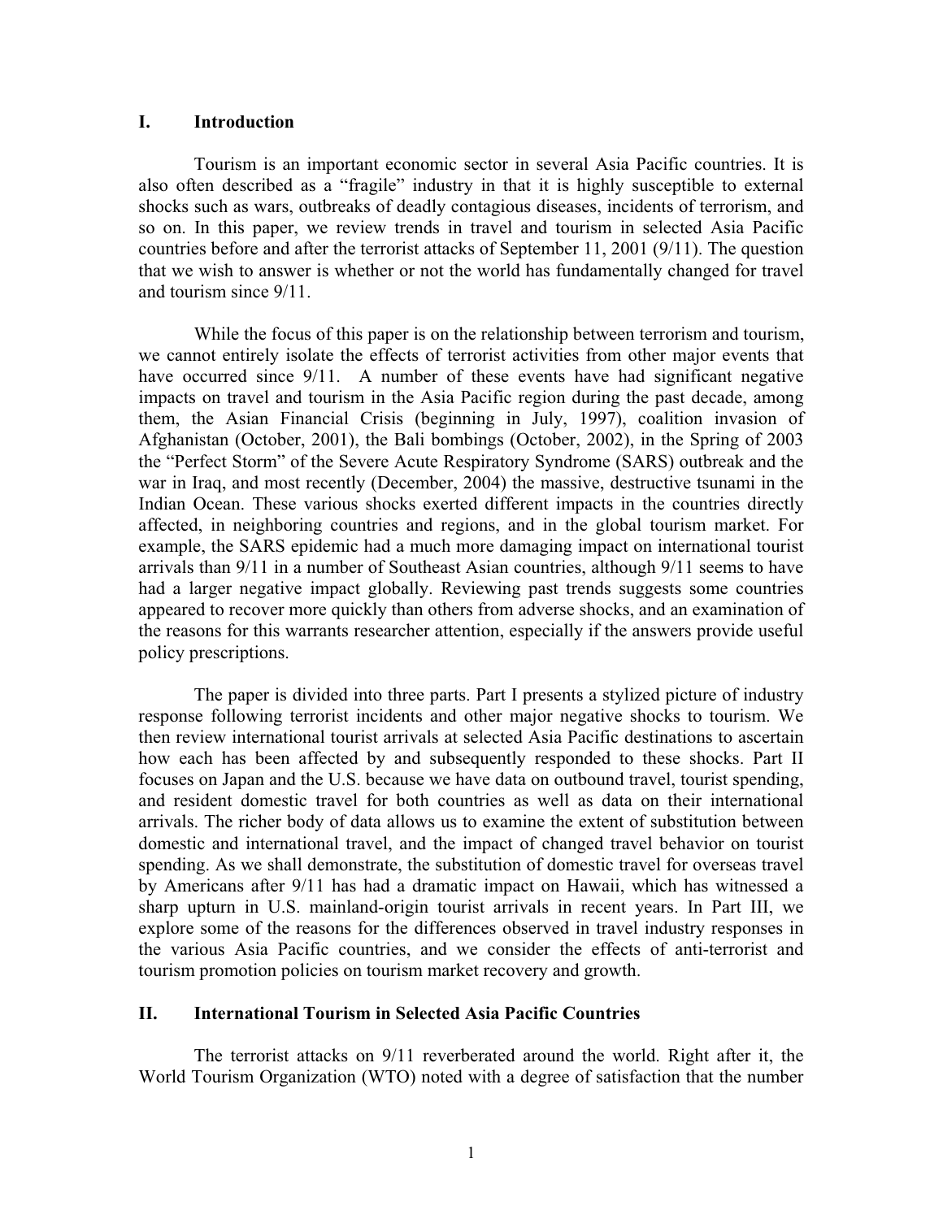## I. Introduction

Tourism is an important economic sector in several Asia Pacific countries. It is also often described as a "fragile" industry in that it is highly susceptible to external shocks such as wars, outbreaks of deadly contagious diseases, incidents of terrorism, and so on. In this paper, we review trends in travel and tourism in selected Asia Pacific countries before and after the terrorist attacks of September 11, 2001 (9/11). The question that we wish to answer is whether or not the world has fundamentally changed for travel and tourism since 9/11.

While the focus of this paper is on the relationship between terrorism and tourism, we cannot entirely isolate the effects of terrorist activities from other major events that have occurred since 9/11. A number of these events have had significant negative impacts on travel and tourism in the Asia Pacific region during the past decade, among them, the Asian Financial Crisis (beginning in July, 1997), coalition invasion of Afghanistan (October, 2001), the Bali bombings (October, 2002), in the Spring of 2003 the "Perfect Storm" of the Severe Acute Respiratory Syndrome (SARS) outbreak and the war in Iraq, and most recently (December, 2004) the massive, destructive tsunami in the Indian Ocean. These various shocks exerted different impacts in the countries directly affected, in neighboring countries and regions, and in the global tourism market. For example, the SARS epidemic had a much more damaging impact on international tourist arrivals than 9/11 in a number of Southeast Asian countries, although 9/11 seems to have had a larger negative impact globally. Reviewing past trends suggests some countries appeared to recover more quickly than others from adverse shocks, and an examination of the reasons for this warrants researcher attention, especially if the answers provide useful policy prescriptions.

The paper is divided into three parts. Part I presents a stylized picture of industry response following terrorist incidents and other major negative shocks to tourism. We then review international tourist arrivals at selected Asia Pacific destinations to ascertain how each has been affected by and subsequently responded to these shocks. Part II focuses on Japan and the U.S. because we have data on outbound travel, tourist spending, and resident domestic travel for both countries as well as data on their international arrivals. The richer body of data allows us to examine the extent of substitution between domestic and international travel, and the impact of changed travel behavior on tourist spending. As we shall demonstrate, the substitution of domestic travel for overseas travel by Americans after 9/11 has had a dramatic impact on Hawaii, which has witnessed a sharp upturn in U.S. mainland-origin tourist arrivals in recent years. In Part III, we explore some of the reasons for the differences observed in travel industry responses in the various Asia Pacific countries, and we consider the effects of anti-terrorist and tourism promotion policies on tourism market recovery and growth.

## II. International Tourism in Selected Asia Pacific Countries

The terrorist attacks on 9/11 reverberated around the world. Right after it, the World Tourism Organization (WTO) noted with a degree of satisfaction that the number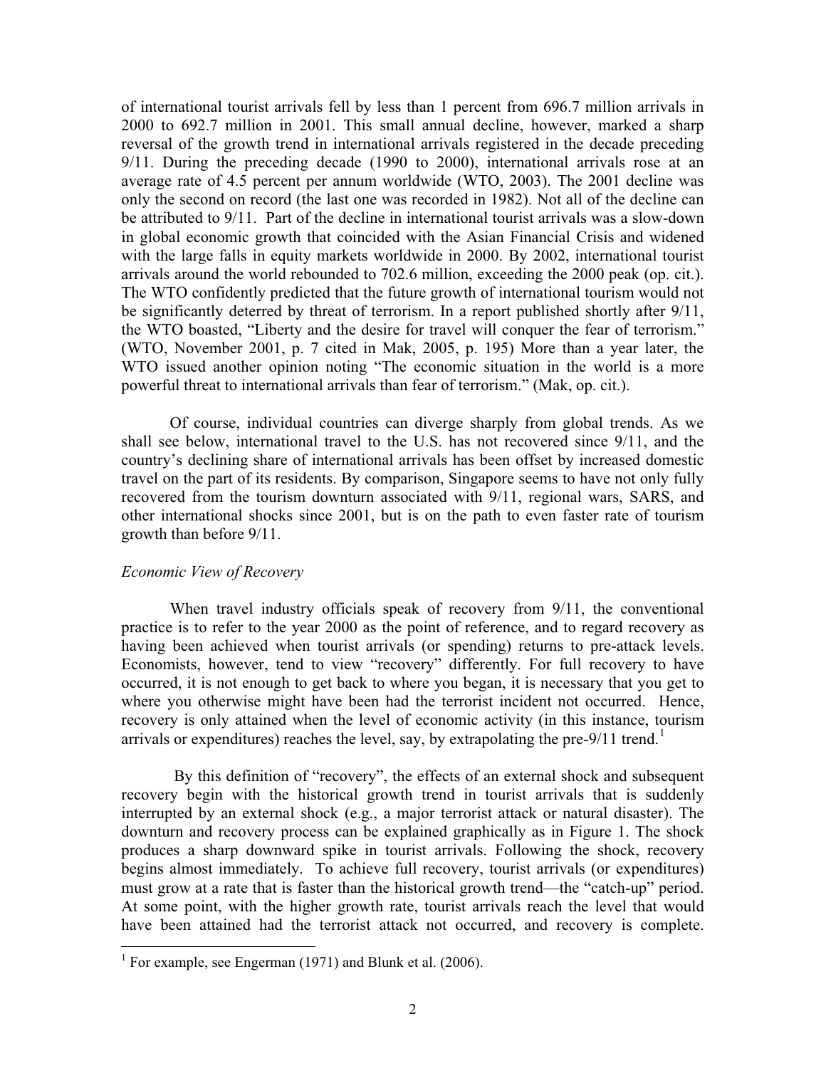of international tourist arrivals fell by less than 1 percent from 696.7 million arrivals in 2000 to 692.7 million in 2001. This small annual decline, however, marked a sharp reversal of the growth trend in international arrivals registered in the decade preceding 9/11. During the preceding decade (1990 to 2000), international arrivals rose at an average rate of 4.5 percent per annum worldwide (WTO, 2003). The 2001 decline was only the second on record (the last one was recorded in 1982). Not all of the decline can be attributed to 9/11. Part of the decline in international tourist arrivals was a slow-down in global economic growth that coincided with the Asian Financial Crisis and widened with the large falls in equity markets worldwide in 2000. By 2002, international tourist arrivals around the world rebounded to 702.6 million, exceeding the 2000 peak (op. cit.). The WTO confidently predicted that the future growth of international tourism would not be significantly deterred by threat of terrorism. In a report published shortly after 9/11, the WTO boasted, "Liberty and the desire for travel will conquer the fear of terrorism." (WTO, November 2001, p. 7 cited in Mak, 2005, p. 195) More than a year later, the WTO issued another opinion noting "The economic situation in the world is a more powerful threat to international arrivals than fear of terrorism." (Mak, op. cit.).

Of course, individual countries can diverge sharply from global trends. As we shall see below, international travel to the U.S. has not recovered since 9/11, and the country's declining share of international arrivals has been offset by increased domestic travel on the part of its residents. By comparison, Singapore seems to have not only fully recovered from the tourism downturn associated with 9/11, regional wars, SARS, and other international shocks since 2001, but is on the path to even faster rate of tourism growth than before 9/11.

*Economic View of Recovery*

When travel industry officials speak of recovery from 9/11, the conventional practice is to refer to the year 2000 as the point of reference, and to regard recovery as having been achieved when tourist arrivals (or spending) returns to pre-attack levels. Economists, however, tend to view "recovery" differently. For full recovery to have occurred, it is not enough to get back to where you began, it is necessary that you get to where you otherwise might have been had the terrorist incident not occurred. Hence, recovery is only attained when the level of economic activity (in this instance, tourism arrivals or expenditures) reaches the level, say, by extrapolating the pre-9/11 trend.[1]

By this definition of "recovery", the effects of an external shock and subsequent recovery begin with the historical growth trend in tourist arrivals that is suddenly interrupted by an external shock (e.g., a major terrorist attack or natural disaster). The downturn and recovery process can be explained graphically as in Figure 1. The shock produces a sharp downward spike in tourist arrivals. Following the shock, recovery begins almost immediately. To achieve full recovery, tourist arrivals (or expenditures) must grow at a rate that is faster than the historical growth trend—the "catch-up" period. At some point, with the higher growth rate, tourist arrivals reach the level that would have been attained had the terrorist attack not occurred, and recovery is complete.

[1] For example, see Engerman (1971) and Blunk et al. (2006).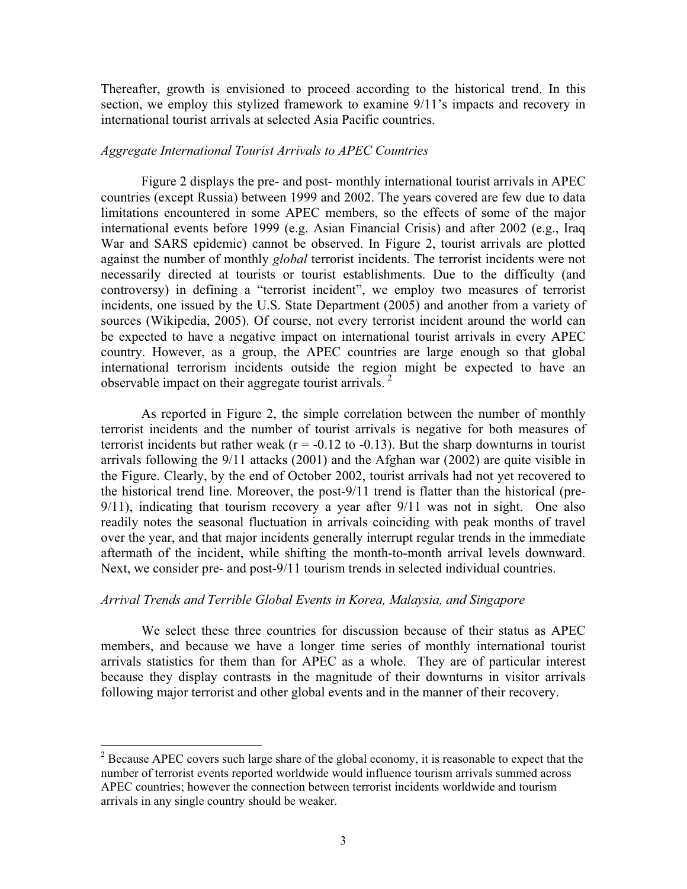Thereafter, growth is envisioned to proceed according to the historical trend. In this section, we employ this stylized framework to examine 9/11's impacts and recovery in international tourist arrivals at selected Asia Pacific countries.

### *Aggregate International Tourist Arrivals to APEC Countries*

Figure 2 displays the pre- and post- monthly international tourist arrivals in APEC countries (except Russia) between 1999 and 2002. The years covered are few due to data limitations encountered in some APEC members, so the effects of some of the major international events before 1999 (e.g. Asian Financial Crisis) and after 2002 (e.g., Iraq War and SARS epidemic) cannot be observed. In Figure 2, tourist arrivals are plotted against the number of monthly *global* terrorist incidents. The terrorist incidents were not necessarily directed at tourists or tourist establishments. Due to the difficulty (and controversy) in defining a "terrorist incident", we employ two measures of terrorist incidents, one issued by the U.S. State Department (2005) and another from a variety of sources (Wikipedia, 2005). Of course, not every terrorist incident around the world can be expected to have a negative impact on international tourist arrivals in every APEC country. However, as a group, the APEC countries are large enough so that global international terrorism incidents outside the region might be expected to have an observable impact on their aggregate tourist arrivals. [2]

As reported in Figure 2, the simple correlation between the number of monthly terrorist incidents and the number of tourist arrivals is negative for both measures of terrorist incidents but rather weak ($r = -0.12$ to $-0.13$). But the sharp downturns in tourist arrivals following the 9/11 attacks (2001) and the Afghan war (2002) are quite visible in the Figure. Clearly, by the end of October 2002, tourist arrivals had not yet recovered to the historical trend line. Moreover, the post-9/11 trend is flatter than the historical (pre-9/11), indicating that tourism recovery a year after 9/11 was not in sight. One also readily notes the seasonal fluctuation in arrivals coinciding with peak months of travel over the year, and that major incidents generally interrupt regular trends in the immediate aftermath of the incident, while shifting the month-to-month arrival levels downward. Next, we consider pre- and post-9/11 tourism trends in selected individual countries.

### *Arrival Trends and Terrible Global Events in Korea, Malaysia, and Singapore*

We select these three countries for discussion because of their status as APEC members, and because we have a longer time series of monthly international tourist arrivals statistics for them than for APEC as a whole. They are of particular interest because they display contrasts in the magnitude of their downturns in visitor arrivals following major terrorist and other global events and in the manner of their recovery.

---

[2] Because APEC covers such large share of the global economy, it is reasonable to expect that the number of terrorist events reported worldwide would influence tourism arrivals summed across APEC countries; however the connection between terrorist incidents worldwide and tourism arrivals in any single country should be weaker.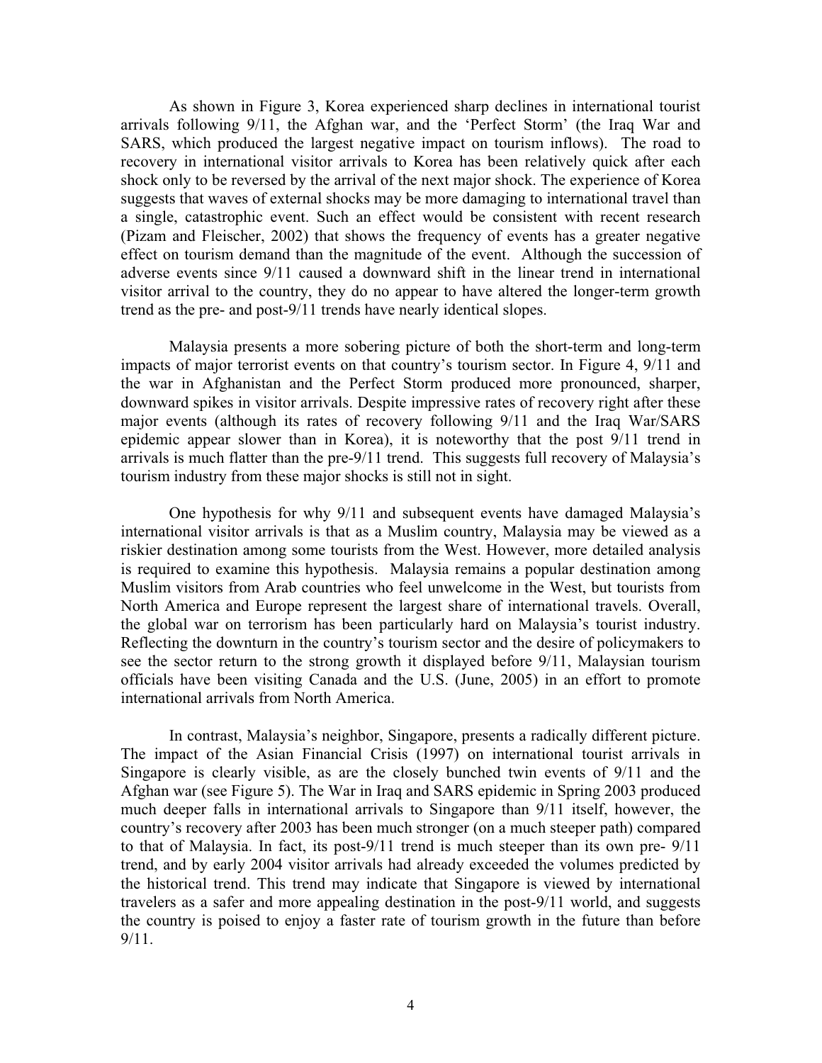As shown in Figure 3, Korea experienced sharp declines in international tourist arrivals following 9/11, the Afghan war, and the 'Perfect Storm' (the Iraq War and SARS, which produced the largest negative impact on tourism inflows). The road to recovery in international visitor arrivals to Korea has been relatively quick after each shock only to be reversed by the arrival of the next major shock. The experience of Korea suggests that waves of external shocks may be more damaging to international travel than a single, catastrophic event. Such an effect would be consistent with recent research (Pizam and Fleischer, 2002) that shows the frequency of events has a greater negative effect on tourism demand than the magnitude of the event. Although the succession of adverse events since 9/11 caused a downward shift in the linear trend in international visitor arrival to the country, they do no appear to have altered the longer-term growth trend as the pre- and post-9/11 trends have nearly identical slopes.

Malaysia presents a more sobering picture of both the short-term and long-term impacts of major terrorist events on that country's tourism sector. In Figure 4, 9/11 and the war in Afghanistan and the Perfect Storm produced more pronounced, sharper, downward spikes in visitor arrivals. Despite impressive rates of recovery right after these major events (although its rates of recovery following 9/11 and the Iraq War/SARS epidemic appear slower than in Korea), it is noteworthy that the post 9/11 trend in arrivals is much flatter than the pre-9/11 trend. This suggests full recovery of Malaysia's tourism industry from these major shocks is still not in sight.

One hypothesis for why 9/11 and subsequent events have damaged Malaysia's international visitor arrivals is that as a Muslim country, Malaysia may be viewed as a riskier destination among some tourists from the West. However, more detailed analysis is required to examine this hypothesis. Malaysia remains a popular destination among Muslim visitors from Arab countries who feel unwelcome in the West, but tourists from North America and Europe represent the largest share of international travels. Overall, the global war on terrorism has been particularly hard on Malaysia's tourist industry. Reflecting the downturn in the country's tourism sector and the desire of policymakers to see the sector return to the strong growth it displayed before 9/11, Malaysian tourism officials have been visiting Canada and the U.S. (June, 2005) in an effort to promote international arrivals from North America.

In contrast, Malaysia's neighbor, Singapore, presents a radically different picture. The impact of the Asian Financial Crisis (1997) on international tourist arrivals in Singapore is clearly visible, as are the closely bunched twin events of 9/11 and the Afghan war (see Figure 5). The War in Iraq and SARS epidemic in Spring 2003 produced much deeper falls in international arrivals to Singapore than 9/11 itself, however, the country's recovery after 2003 has been much stronger (on a much steeper path) compared to that of Malaysia. In fact, its post-9/11 trend is much steeper than its own pre- 9/11 trend, and by early 2004 visitor arrivals had already exceeded the volumes predicted by the historical trend. This trend may indicate that Singapore is viewed by international travelers as a safer and more appealing destination in the post-9/11 world, and suggests the country is poised to enjoy a faster rate of tourism growth in the future than before 9/11.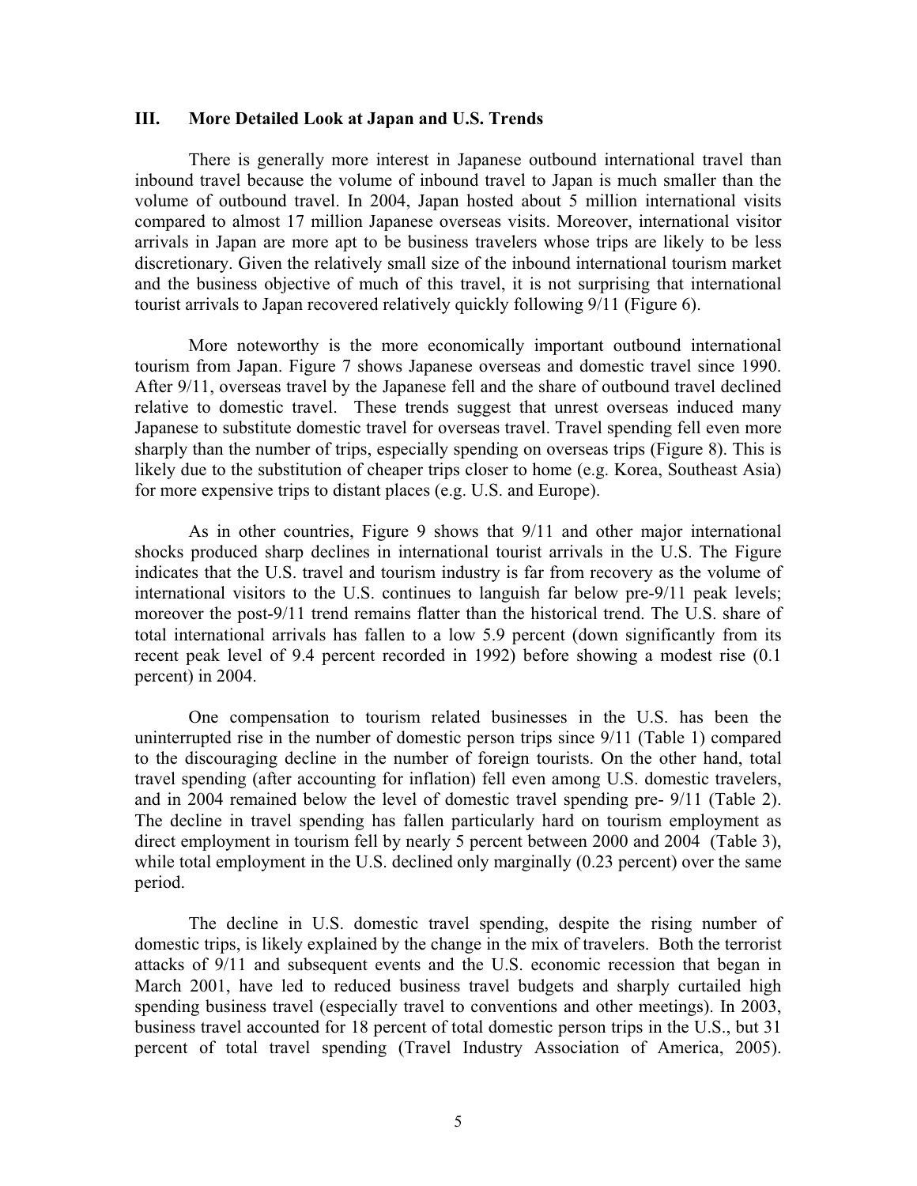## III. More Detailed Look at Japan and U.S. Trends

There is generally more interest in Japanese outbound international travel than inbound travel because the volume of inbound travel to Japan is much smaller than the volume of outbound travel. In 2004, Japan hosted about 5 million international visits compared to almost 17 million Japanese overseas visits. Moreover, international visitor arrivals in Japan are more apt to be business travelers whose trips are likely to be less discretionary. Given the relatively small size of the inbound international tourism market and the business objective of much of this travel, it is not surprising that international tourist arrivals to Japan recovered relatively quickly following 9/11 (Figure 6).

More noteworthy is the more economically important outbound international tourism from Japan. Figure 7 shows Japanese overseas and domestic travel since 1990. After 9/11, overseas travel by the Japanese fell and the share of outbound travel declined relative to domestic travel. These trends suggest that unrest overseas induced many Japanese to substitute domestic travel for overseas travel. Travel spending fell even more sharply than the number of trips, especially spending on overseas trips (Figure 8). This is likely due to the substitution of cheaper trips closer to home (e.g. Korea, Southeast Asia) for more expensive trips to distant places (e.g. U.S. and Europe).

As in other countries, Figure 9 shows that 9/11 and other major international shocks produced sharp declines in international tourist arrivals in the U.S. The Figure indicates that the U.S. travel and tourism industry is far from recovery as the volume of international visitors to the U.S. continues to languish far below pre-9/11 peak levels; moreover the post-9/11 trend remains flatter than the historical trend. The U.S. share of total international arrivals has fallen to a low 5.9 percent (down significantly from its recent peak level of 9.4 percent recorded in 1992) before showing a modest rise (0.1 percent) in 2004.

One compensation to tourism related businesses in the U.S. has been the uninterrupted rise in the number of domestic person trips since 9/11 (Table 1) compared to the discouraging decline in the number of foreign tourists. On the other hand, total travel spending (after accounting for inflation) fell even among U.S. domestic travelers, and in 2004 remained below the level of domestic travel spending pre- 9/11 (Table 2). The decline in travel spending has fallen particularly hard on tourism employment as direct employment in tourism fell by nearly 5 percent between 2000 and 2004 (Table 3), while total employment in the U.S. declined only marginally (0.23 percent) over the same period.

The decline in U.S. domestic travel spending, despite the rising number of domestic trips, is likely explained by the change in the mix of travelers. Both the terrorist attacks of 9/11 and subsequent events and the U.S. economic recession that began in March 2001, have led to reduced business travel budgets and sharply curtailed high spending business travel (especially travel to conventions and other meetings). In 2003, business travel accounted for 18 percent of total domestic person trips in the U.S., but 31 percent of total travel spending (Travel Industry Association of America, 2005).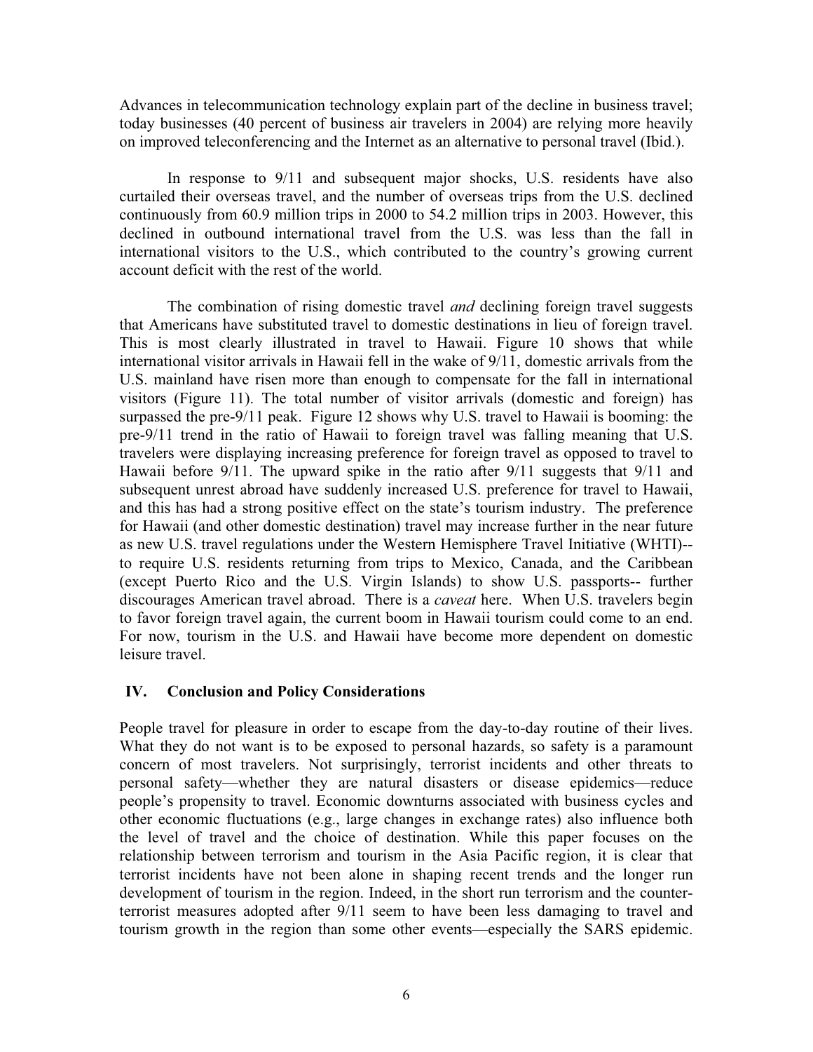Advances in telecommunication technology explain part of the decline in business travel; today businesses (40 percent of business air travelers in 2004) are relying more heavily on improved teleconferencing and the Internet as an alternative to personal travel (Ibid.).

In response to 9/11 and subsequent major shocks, U.S. residents have also curtailed their overseas travel, and the number of overseas trips from the U.S. declined continuously from 60.9 million trips in 2000 to 54.2 million trips in 2003. However, this declined in outbound international travel from the U.S. was less than the fall in international visitors to the U.S., which contributed to the country's growing current account deficit with the rest of the world.

The combination of rising domestic travel *and* declining foreign travel suggests that Americans have substituted travel to domestic destinations in lieu of foreign travel. This is most clearly illustrated in travel to Hawaii. Figure 10 shows that while international visitor arrivals in Hawaii fell in the wake of 9/11, domestic arrivals from the U.S. mainland have risen more than enough to compensate for the fall in international visitors (Figure 11). The total number of visitor arrivals (domestic and foreign) has surpassed the pre-9/11 peak. Figure 12 shows why U.S. travel to Hawaii is booming: the pre-9/11 trend in the ratio of Hawaii to foreign travel was falling meaning that U.S. travelers were displaying increasing preference for foreign travel as opposed to travel to Hawaii before 9/11. The upward spike in the ratio after 9/11 suggests that 9/11 and subsequent unrest abroad have suddenly increased U.S. preference for travel to Hawaii, and this has had a strong positive effect on the state's tourism industry. The preference for Hawaii (and other domestic destination) travel may increase further in the near future as new U.S. travel regulations under the Western Hemisphere Travel Initiative (WHTI)-- to require U.S. residents returning from trips to Mexico, Canada, and the Caribbean (except Puerto Rico and the U.S. Virgin Islands) to show U.S. passports-- further discourages American travel abroad. There is a *caveat* here. When U.S. travelers begin to favor foreign travel again, the current boom in Hawaii tourism could come to an end. For now, tourism in the U.S. and Hawaii have become more dependent on domestic leisure travel.

## IV. Conclusion and Policy Considerations

People travel for pleasure in order to escape from the day-to-day routine of their lives. What they do not want is to be exposed to personal hazards, so safety is a paramount concern of most travelers. Not surprisingly, terrorist incidents and other threats to personal safety—whether they are natural disasters or disease epidemics—reduce people's propensity to travel. Economic downturns associated with business cycles and other economic fluctuations (e.g., large changes in exchange rates) also influence both the level of travel and the choice of destination. While this paper focuses on the relationship between terrorism and tourism in the Asia Pacific region, it is clear that terrorist incidents have not been alone in shaping recent trends and the longer run development of tourism in the region. Indeed, in the short run terrorism and the counter-terrorist measures adopted after 9/11 seem to have been less damaging to travel and tourism growth in the region than some other events—especially the SARS epidemic.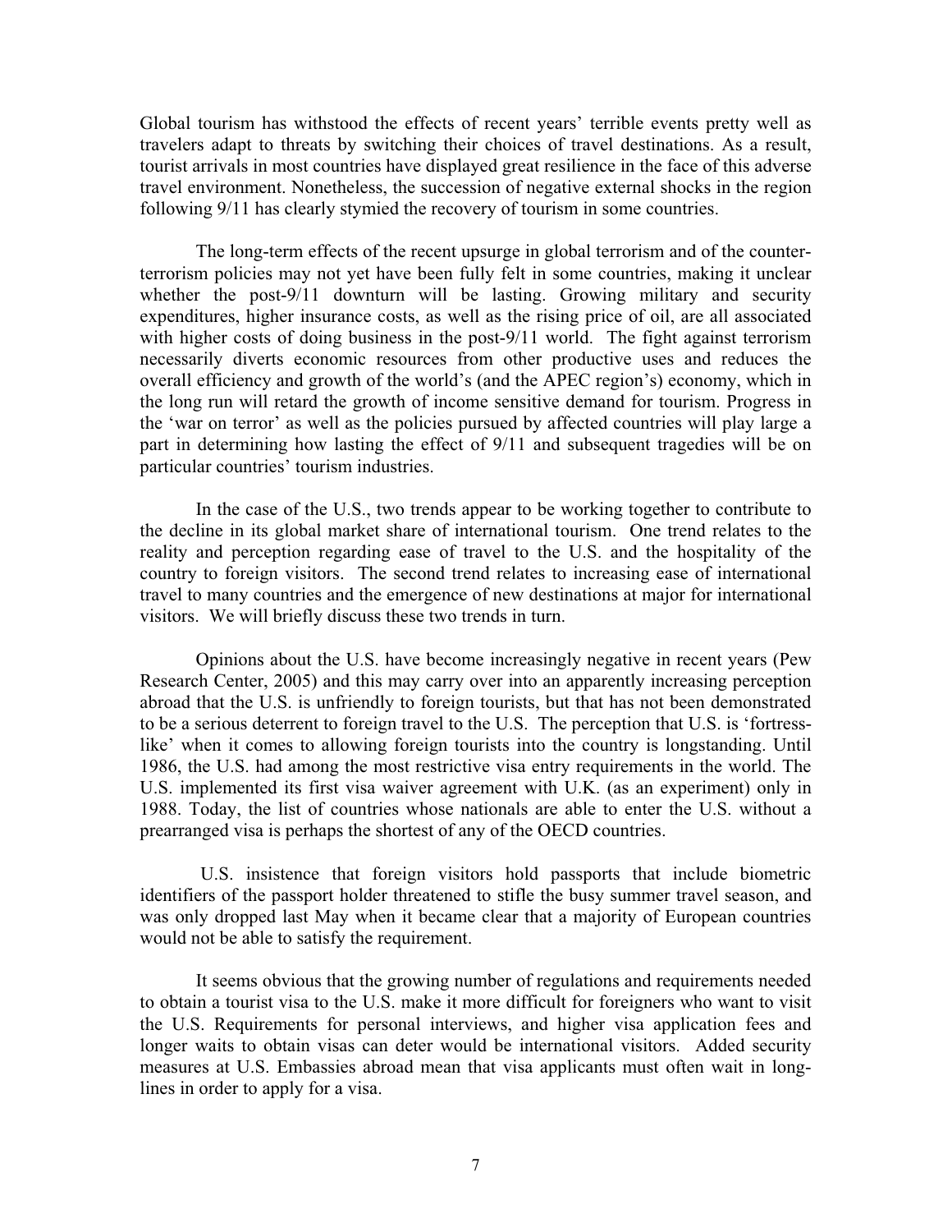Global tourism has withstood the effects of recent years' terrible events pretty well as travelers adapt to threats by switching their choices of travel destinations. As a result, tourist arrivals in most countries have displayed great resilience in the face of this adverse travel environment. Nonetheless, the succession of negative external shocks in the region following 9/11 has clearly stymied the recovery of tourism in some countries.

The long-term effects of the recent upsurge in global terrorism and of the counter-terrorism policies may not yet have been fully felt in some countries, making it unclear whether the post-9/11 downturn will be lasting. Growing military and security expenditures, higher insurance costs, as well as the rising price of oil, are all associated with higher costs of doing business in the post-9/11 world. The fight against terrorism necessarily diverts economic resources from other productive uses and reduces the overall efficiency and growth of the world's (and the APEC region's) economy, which in the long run will retard the growth of income sensitive demand for tourism. Progress in the 'war on terror' as well as the policies pursued by affected countries will play large a part in determining how lasting the effect of 9/11 and subsequent tragedies will be on particular countries' tourism industries.

In the case of the U.S., two trends appear to be working together to contribute to the decline in its global market share of international tourism. One trend relates to the reality and perception regarding ease of travel to the U.S. and the hospitality of the country to foreign visitors. The second trend relates to increasing ease of international travel to many countries and the emergence of new destinations at major for international visitors. We will briefly discuss these two trends in turn.

Opinions about the U.S. have become increasingly negative in recent years (Pew Research Center, 2005) and this may carry over into an apparently increasing perception abroad that the U.S. is unfriendly to foreign tourists, but that has not been demonstrated to be a serious deterrent to foreign travel to the U.S. The perception that U.S. is 'fortress-like' when it comes to allowing foreign tourists into the country is longstanding. Until 1986, the U.S. had among the most restrictive visa entry requirements in the world. The U.S. implemented its first visa waiver agreement with U.K. (as an experiment) only in 1988. Today, the list of countries whose nationals are able to enter the U.S. without a prearranged visa is perhaps the shortest of any of the OECD countries.

U.S. insistence that foreign visitors hold passports that include biometric identifiers of the passport holder threatened to stifle the busy summer travel season, and was only dropped last May when it became clear that a majority of European countries would not be able to satisfy the requirement.

It seems obvious that the growing number of regulations and requirements needed to obtain a tourist visa to the U.S. make it more difficult for foreigners who want to visit the U.S. Requirements for personal interviews, and higher visa application fees and longer waits to obtain visas can deter would be international visitors. Added security measures at U.S. Embassies abroad mean that visa applicants must often wait in long-lines in order to apply for a visa.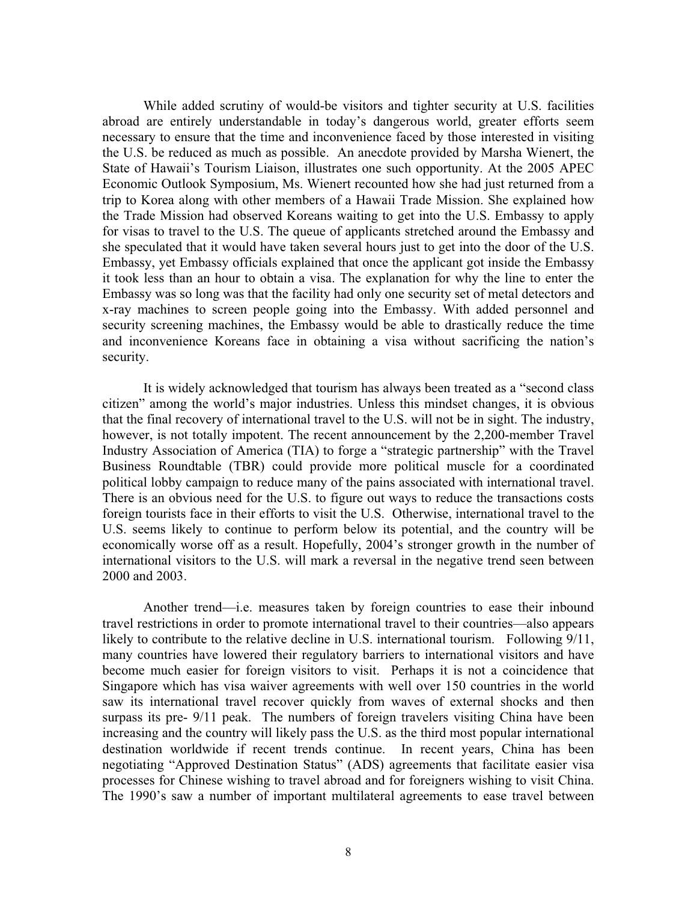While added scrutiny of would-be visitors and tighter security at U.S. facilities abroad are entirely understandable in today's dangerous world, greater efforts seem necessary to ensure that the time and inconvenience faced by those interested in visiting the U.S. be reduced as much as possible. An anecdote provided by Marsha Wienert, the State of Hawaii's Tourism Liaison, illustrates one such opportunity. At the 2005 APEC Economic Outlook Symposium, Ms. Wienert recounted how she had just returned from a trip to Korea along with other members of a Hawaii Trade Mission. She explained how the Trade Mission had observed Koreans waiting to get into the U.S. Embassy to apply for visas to travel to the U.S. The queue of applicants stretched around the Embassy and she speculated that it would have taken several hours just to get into the door of the U.S. Embassy, yet Embassy officials explained that once the applicant got inside the Embassy it took less than an hour to obtain a visa. The explanation for why the line to enter the Embassy was so long was that the facility had only one security set of metal detectors and x-ray machines to screen people going into the Embassy. With added personnel and security screening machines, the Embassy would be able to drastically reduce the time and inconvenience Koreans face in obtaining a visa without sacrificing the nation's security.

It is widely acknowledged that tourism has always been treated as a "second class citizen" among the world's major industries. Unless this mindset changes, it is obvious that the final recovery of international travel to the U.S. will not be in sight. The industry, however, is not totally impotent. The recent announcement by the 2,200-member Travel Industry Association of America (TIA) to forge a "strategic partnership" with the Travel Business Roundtable (TBR) could provide more political muscle for a coordinated political lobby campaign to reduce many of the pains associated with international travel. There is an obvious need for the U.S. to figure out ways to reduce the transactions costs foreign tourists face in their efforts to visit the U.S. Otherwise, international travel to the U.S. seems likely to continue to perform below its potential, and the country will be economically worse off as a result. Hopefully, 2004's stronger growth in the number of international visitors to the U.S. will mark a reversal in the negative trend seen between 2000 and 2003.

Another trend—i.e. measures taken by foreign countries to ease their inbound travel restrictions in order to promote international travel to their countries—also appears likely to contribute to the relative decline in U.S. international tourism. Following 9/11, many countries have lowered their regulatory barriers to international visitors and have become much easier for foreign visitors to visit. Perhaps it is not a coincidence that Singapore which has visa waiver agreements with well over 150 countries in the world saw its international travel recover quickly from waves of external shocks and then surpass its pre- 9/11 peak. The numbers of foreign travelers visiting China have been increasing and the country will likely pass the U.S. as the third most popular international destination worldwide if recent trends continue. In recent years, China has been negotiating "Approved Destination Status" (ADS) agreements that facilitate easier visa processes for Chinese wishing to travel abroad and for foreigners wishing to visit China. The 1990's saw a number of important multilateral agreements to ease travel between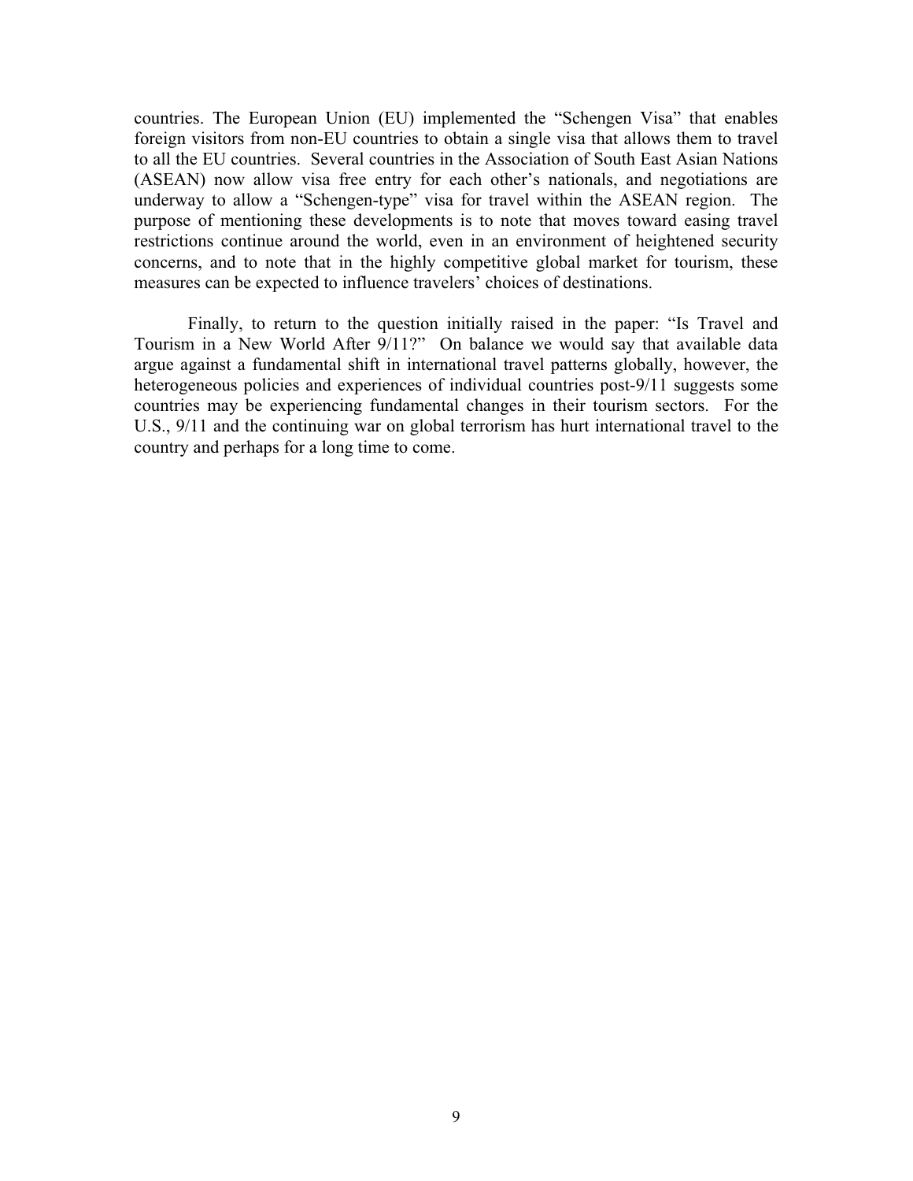countries. The European Union (EU) implemented the "Schengen Visa" that enables foreign visitors from non-EU countries to obtain a single visa that allows them to travel to all the EU countries. Several countries in the Association of South East Asian Nations (ASEAN) now allow visa free entry for each other's nationals, and negotiations are underway to allow a "Schengen-type" visa for travel within the ASEAN region. The purpose of mentioning these developments is to note that moves toward easing travel restrictions continue around the world, even in an environment of heightened security concerns, and to note that in the highly competitive global market for tourism, these measures can be expected to influence travelers' choices of destinations.

Finally, to return to the question initially raised in the paper: "Is Travel and Tourism in a New World After 9/11?" On balance we would say that available data argue against a fundamental shift in international travel patterns globally, however, the heterogeneous policies and experiences of individual countries post-9/11 suggests some countries may be experiencing fundamental changes in their tourism sectors. For the U.S., 9/11 and the continuing war on global terrorism has hurt international travel to the country and perhaps for a long time to come.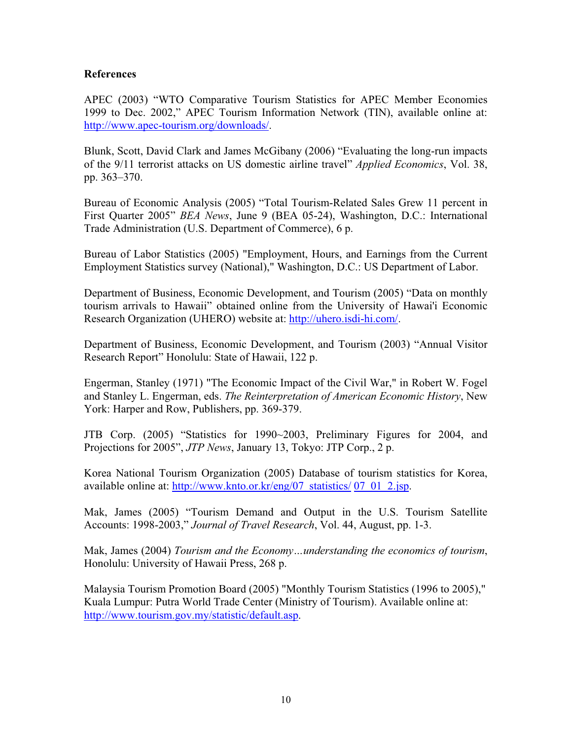**References**

APEC (2003) "WTO Comparative Tourism Statistics for APEC Member Economies 1999 to Dec. 2002," APEC Tourism Information Network (TIN), available online at: http://www.apec-tourism.org/downloads/.

Blunk, Scott, David Clark and James McGibany (2006) "Evaluating the long-run impacts of the 9/11 terrorist attacks on US domestic airline travel" *Applied Economics*, Vol. 38, pp. 363–370.

Bureau of Economic Analysis (2005) "Total Tourism-Related Sales Grew 11 percent in First Quarter 2005" *BEA News*, June 9 (BEA 05-24), Washington, D.C.: International Trade Administration (U.S. Department of Commerce), 6 p.

Bureau of Labor Statistics (2005) "Employment, Hours, and Earnings from the Current Employment Statistics survey (National)," Washington, D.C.: US Department of Labor.

Department of Business, Economic Development, and Tourism (2005) "Data on monthly tourism arrivals to Hawaii" obtained online from the University of Hawai'i Economic Research Organization (UHERO) website at: http://uhero.isdi-hi.com/.

Department of Business, Economic Development, and Tourism (2003) "Annual Visitor Research Report" Honolulu: State of Hawaii, 122 p.

Engerman, Stanley (1971) "The Economic Impact of the Civil War," in Robert W. Fogel and Stanley L. Engerman, eds. *The Reinterpretation of American Economic History*, New York: Harper and Row, Publishers, pp. 369-379.

JTB Corp. (2005) "Statistics for 1990~2003, Preliminary Figures for 2004, and Projections for 2005", *JTP News*, January 13, Tokyo: JTP Corp., 2 p.

Korea National Tourism Organization (2005) Database of tourism statistics for Korea, available online at: http://www.knto.or.kr/eng/07_statistics/ 07_01_2.jsp.

Mak, James (2005) "Tourism Demand and Output in the U.S. Tourism Satellite Accounts: 1998-2003," *Journal of Travel Research*, Vol. 44, August, pp. 1-3.

Mak, James (2004) *Tourism and the Economy…understanding the economics of tourism*, Honolulu: University of Hawaii Press, 268 p.

Malaysia Tourism Promotion Board (2005) "Monthly Tourism Statistics (1996 to 2005)," Kuala Lumpur: Putra World Trade Center (Ministry of Tourism). Available online at: http://www.tourism.gov.my/statistic/default.asp.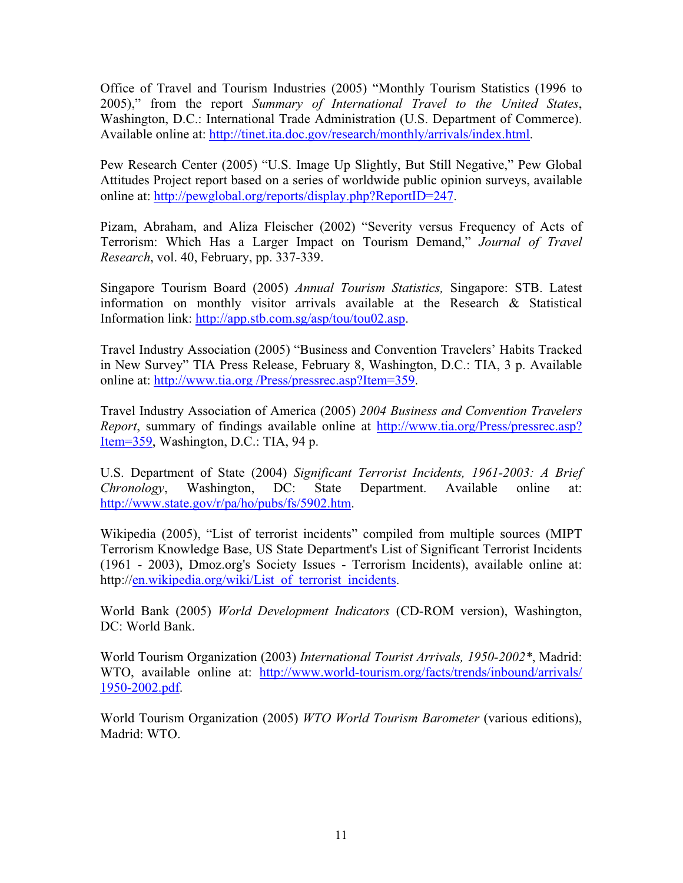Office of Travel and Tourism Industries (2005) “Monthly Tourism Statistics (1996 to 2005),” from the report *Summary of International Travel to the United States*, Washington, D.C.: International Trade Administration (U.S. Department of Commerce). Available online at: http://tinet.ita.doc.gov/research/monthly/arrivals/index.html.

Pew Research Center (2005) “U.S. Image Up Slightly, But Still Negative,” Pew Global Attitudes Project report based on a series of worldwide public opinion surveys, available online at: http://pewglobal.org/reports/display.php?ReportID=247.

Pizam, Abraham, and Aliza Fleischer (2002) “Severity versus Frequency of Acts of Terrorism: Which Has a Larger Impact on Tourism Demand,” *Journal of Travel Research*, vol. 40, February, pp. 337-339.

Singapore Tourism Board (2005) *Annual Tourism Statistics,* Singapore: STB. Latest information on monthly visitor arrivals available at the Research & Statistical Information link: http://app.stb.com.sg/asp/tou/tou02.asp.

Travel Industry Association (2005) “Business and Convention Travelers’ Habits Tracked in New Survey” TIA Press Release, February 8, Washington, D.C.: TIA, 3 p. Available online at: http://www.tia.org /Press/pressrec.asp?Item=359.

Travel Industry Association of America (2005) *2004 Business and Convention Travelers Report*, summary of findings available online at http://www.tia.org/Press/pressrec.asp?Item=359, Washington, D.C.: TIA, 94 p.

U.S. Department of State (2004) *Significant Terrorist Incidents, 1961-2003: A Brief Chronology*, Washington, DC: State Department. Available online at: http://www.state.gov/r/pa/ho/pubs/fs/5902.htm.

Wikipedia (2005), “List of terrorist incidents” compiled from multiple sources (MIPT Terrorism Knowledge Base, US State Department's List of Significant Terrorist Incidents (1961 - 2003), Dmoz.org's Society Issues - Terrorism Incidents), available online at: http://en.wikipedia.org/wiki/List_of_terrorist_incidents.

World Bank (2005) *World Development Indicators* (CD-ROM version), Washington, DC: World Bank.

World Tourism Organization (2003) *International Tourist Arrivals, 1950-2002**, Madrid: WTO, available online at: http://www.world-tourism.org/facts/trends/inbound/arrivals/1950-2002.pdf.

World Tourism Organization (2005) *WTO World Tourism Barometer* (various editions), Madrid: WTO.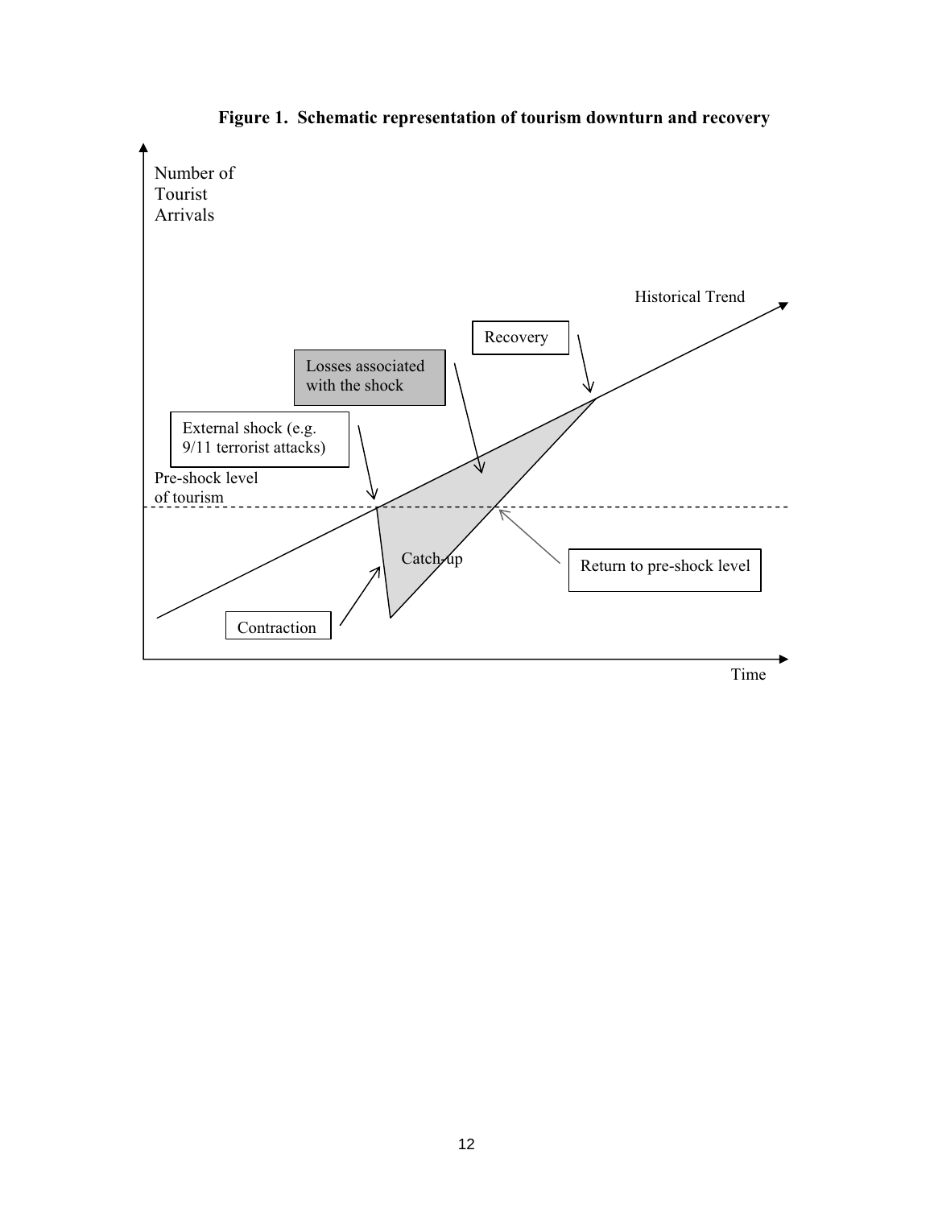**Figure 1. Schematic representation of tourism downturn and recovery**

Number of Tourist Arrivals

Historical Trend

Recovery

Losses associated with the shock

External shock (e.g. 9/11 terrorist attacks)

Pre-shock level of tourism

Catch-up

Return to pre-shock level

Contraction

Time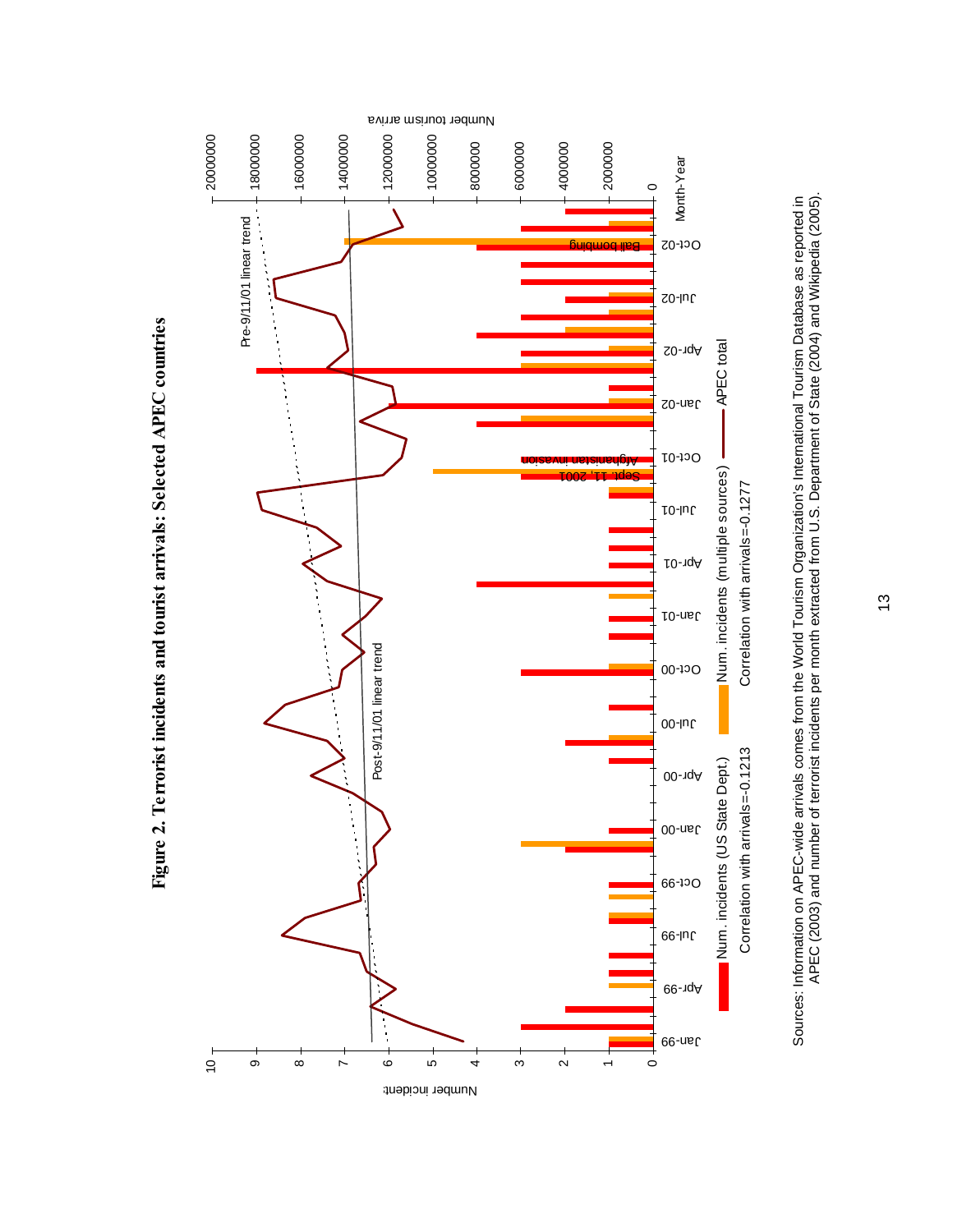**Figure 2. Terrorist incidents and tourist arrivals: Selected APEC countries**

Sources: Information on APEC-wide arrivals comes from the World Tourism Organization's International Tourism Database as reported in APEC (2003) and number of terrorist incidents per month extracted from U.S. Department of State (2004) and Wikipedia (2005).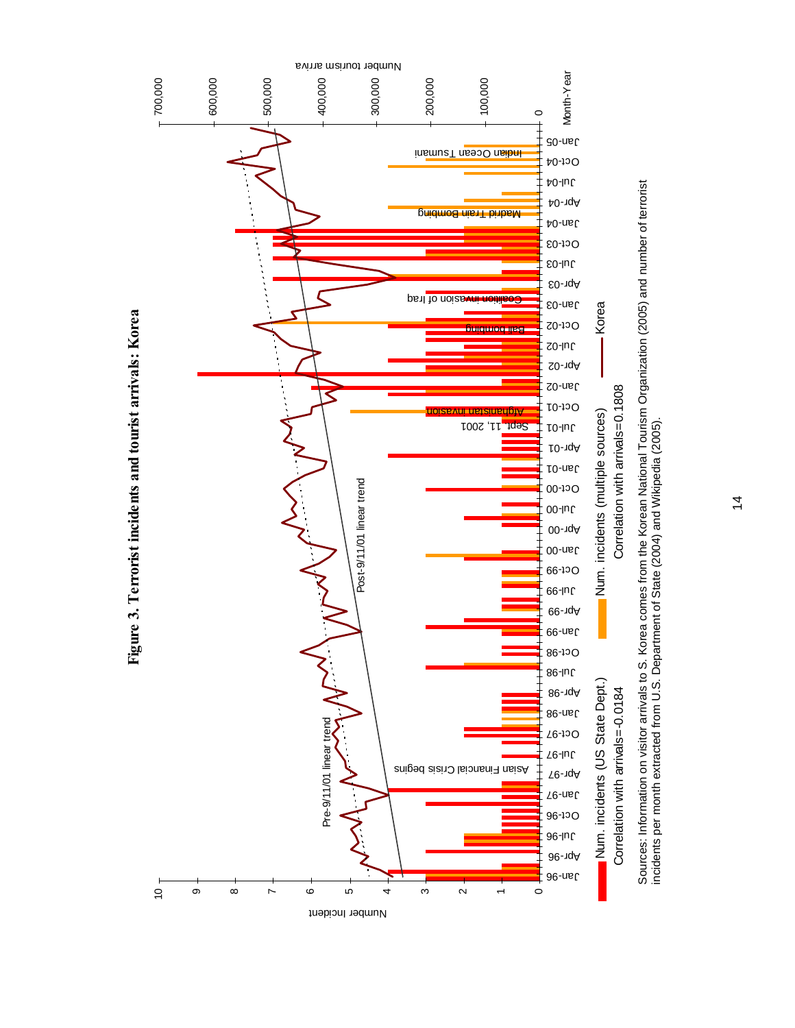**Figure 3. Terrorist incidents and tourist arrivals: Korea**

Num. incidents (US State Dept.)
Correlation with arrivals=-0.0184

Num. incidents (multiple sources)
Correlation with arrivals=0.1808

Korea

Sources: Information on visitor arrivals to S. Korea comes from the Korean National Tourism Organization (2005) and number of terrorist incidents per month extracted from U.S. Department of State (2004) and Wikipedia (2005).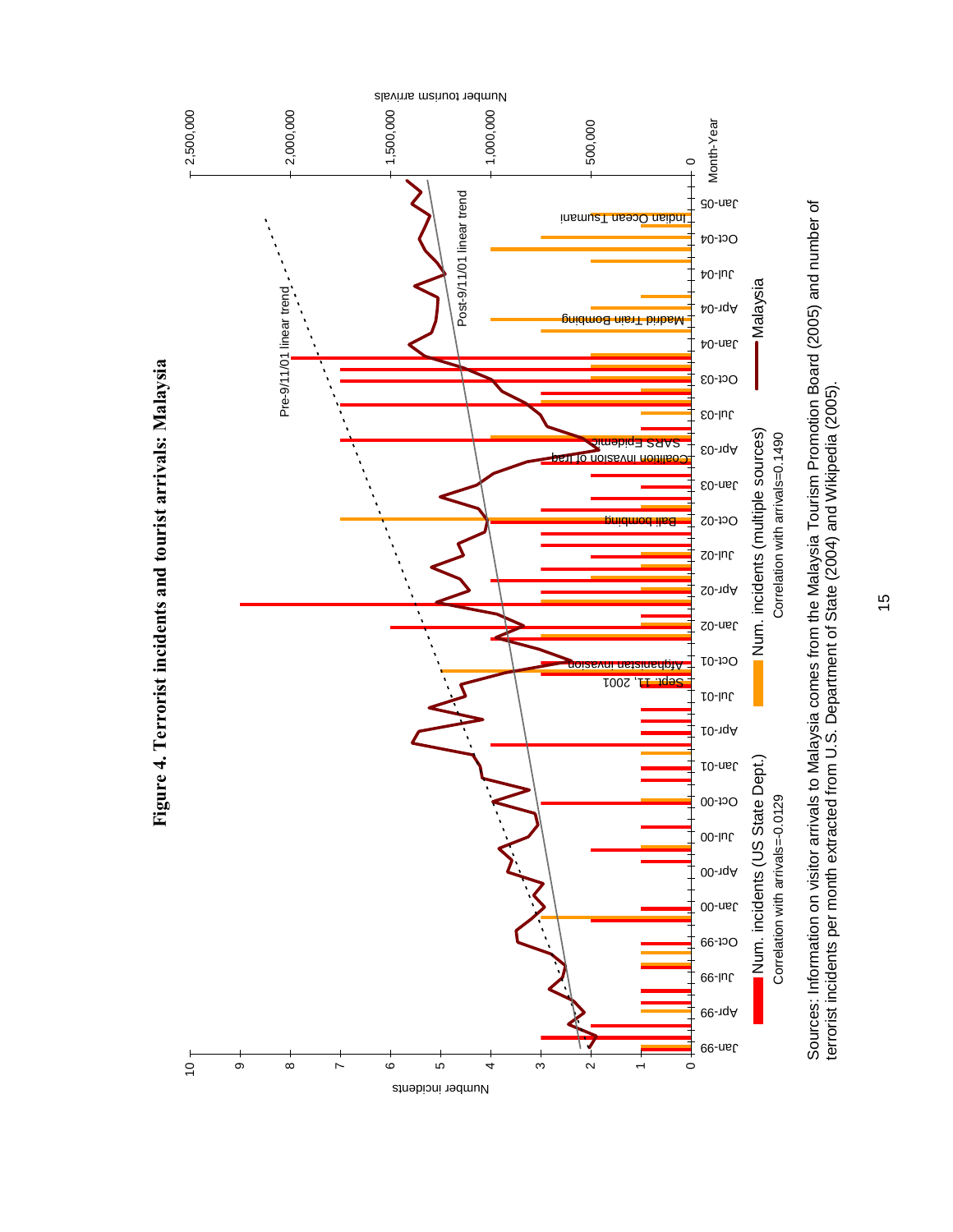# Figure 4. Terrorist incidents and tourist arrivals: Malaysia

Sources: Information on visitor arrivals to Malaysia comes from the Malaysia Tourism Promotion Board (2005) and number of terrorist incidents per month extracted from U.S. Department of State (2004) and Wikipedia (2005).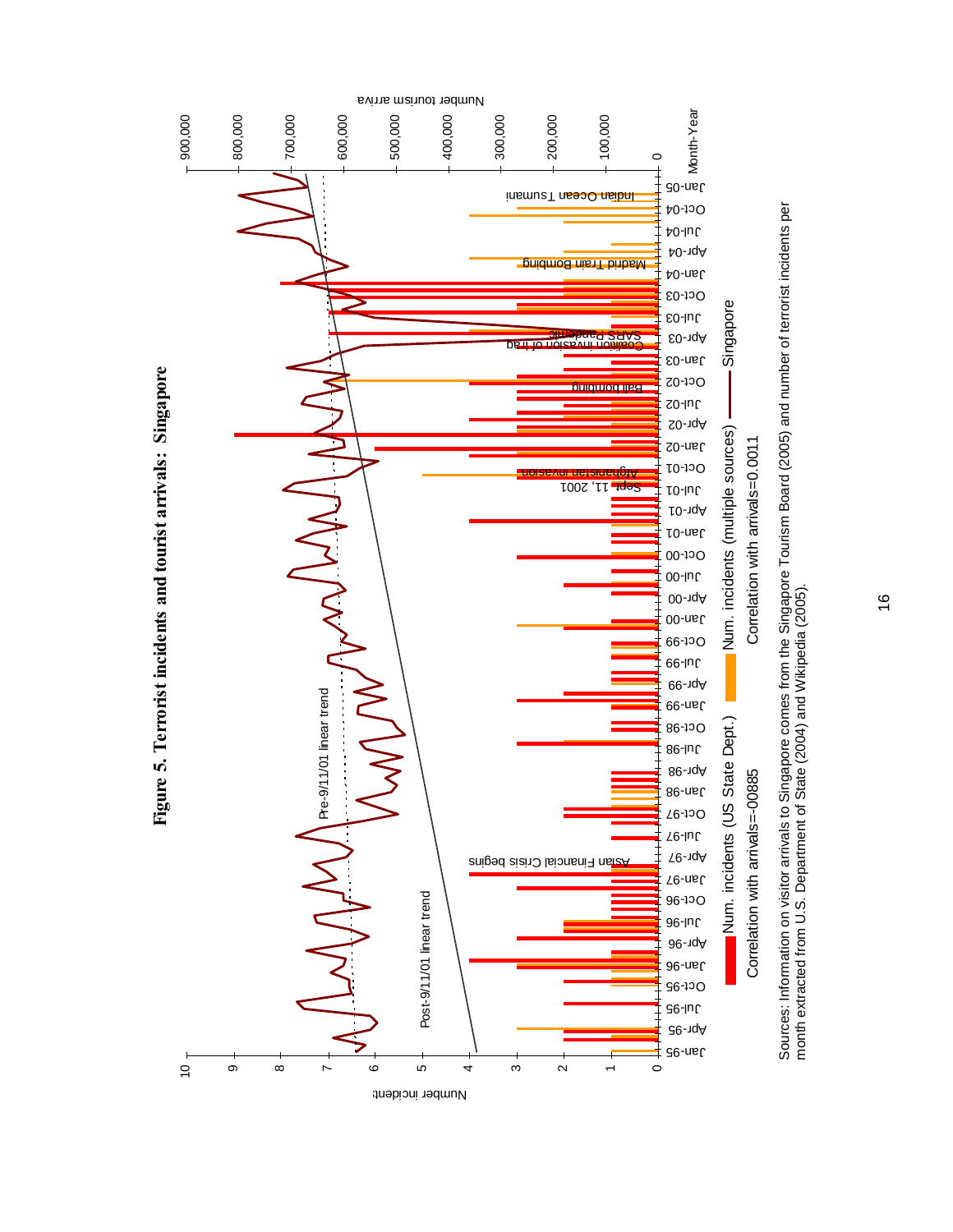**Figure 5. Terrorist incidents and tourist arrivals: Singapore**

Number incidents

Number tourism arriva

Month-Year

Pre-9/11/01 linear trend

Post-9/11/01 linear trend

Asian Financial Crisis begins

Sept. 11, 2001

Afghanistan invasion

Bali bombing

Coalition invasion of Iraq

SARS Pandemic

Madrid Train Bombing

Indian Ocean Tsunami

Num. incidents (US State Dept.) — Correlation with arrivals=-00885

Num. incidents (multiple sources) — Correlation with arrivals=0.0011

Singapore

Sources: Information on visitor arrivals to Singapore comes from the Singapore Tourism Board (2005) and number of terrorist incidents per month extracted from U.S. Department of State (2004) and Wikipedia (2005).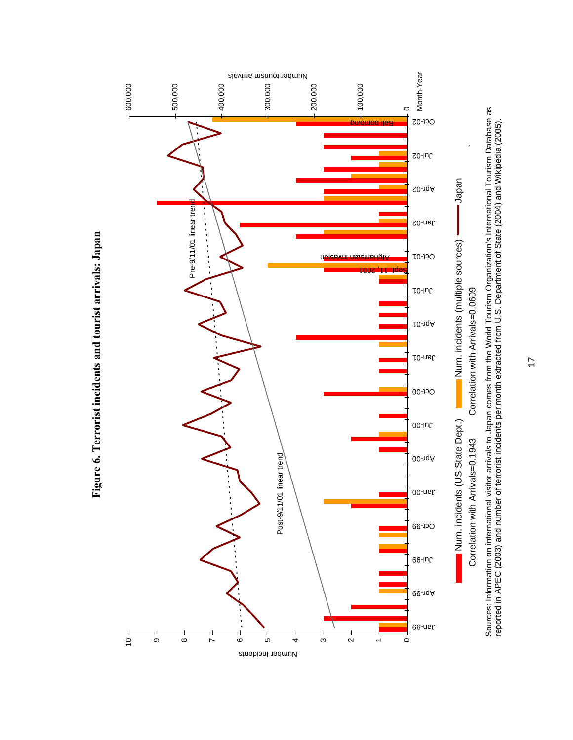**Figure 6. Terrorist incidents and tourist arrivals: Japan**

Sources: Information on international visitor arrivals to Japan comes from the World Tourism Organization's International Tourism Database as reported in APEC (2003) and number of terrorist incidents per month extracted from U.S. Department of State (2004) and Wikipedia (2005).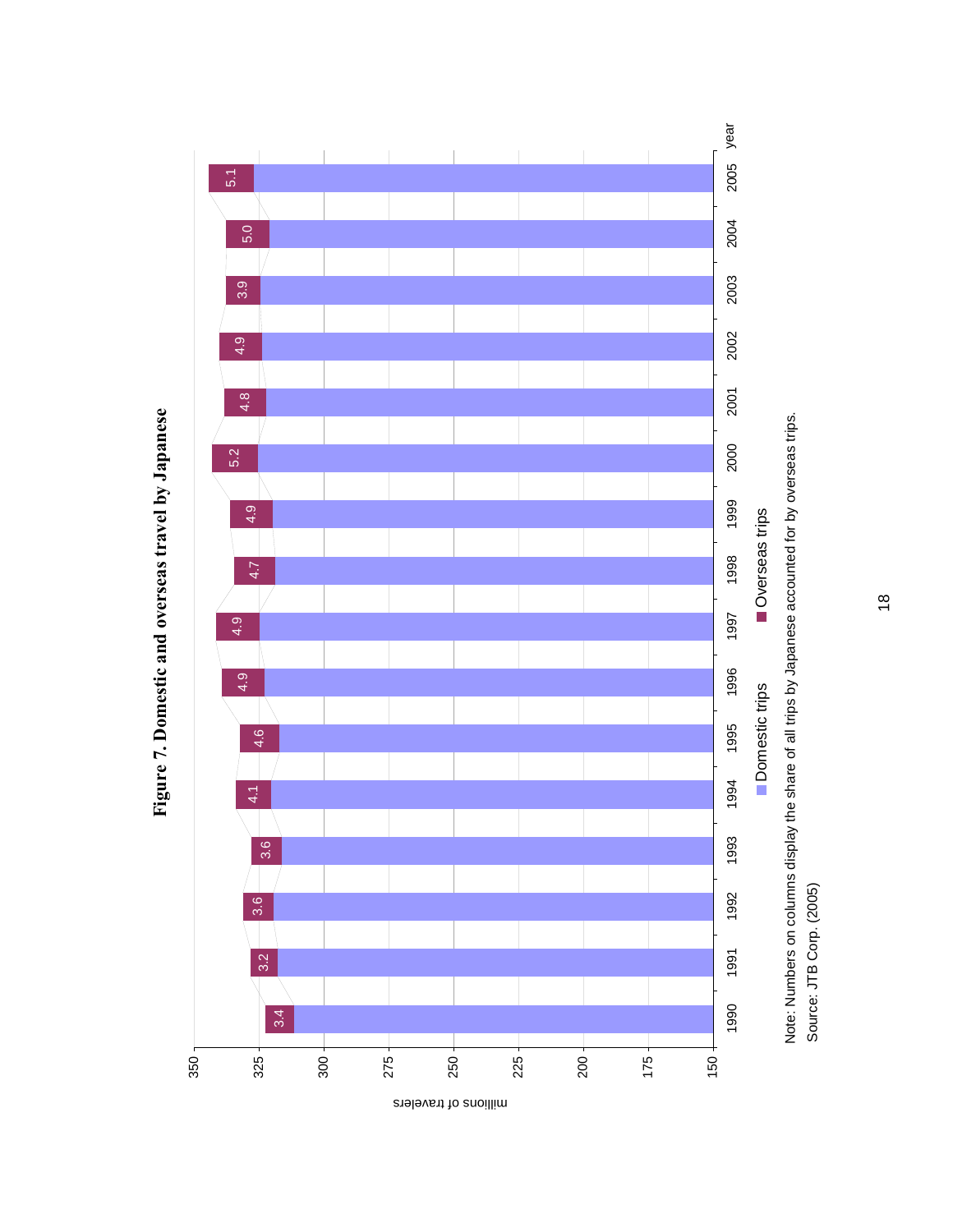**Figure 7. Domestic and overseas travel by Japanese**

| year | Overseas trips (% of all trips) |
|---|---|
| 1990 | 3.4 |
| 1991 | 3.2 |
| 1992 | 3.6 |
| 1993 | 3.6 |
| 1994 | 4.1 |
| 1995 | 4.6 |
| 1996 | 4.9 |
| 1997 | 4.9 |
| 1998 | 4.7 |
| 1999 | 4.9 |
| 2000 | 5.2 |
| 2001 | 4.8 |
| 2002 | 4.9 |
| 2003 | 3.9 |
| 2004 | 5.0 |
| 2005 | 5.1 |

Vertical axis: millions of travelers (150–350). Legend: Domestic trips; Overseas trips.

Note: Numbers on columns display the share of all trips by Japanese accounted for by overseas trips.

Source: JTB Corp. (2005)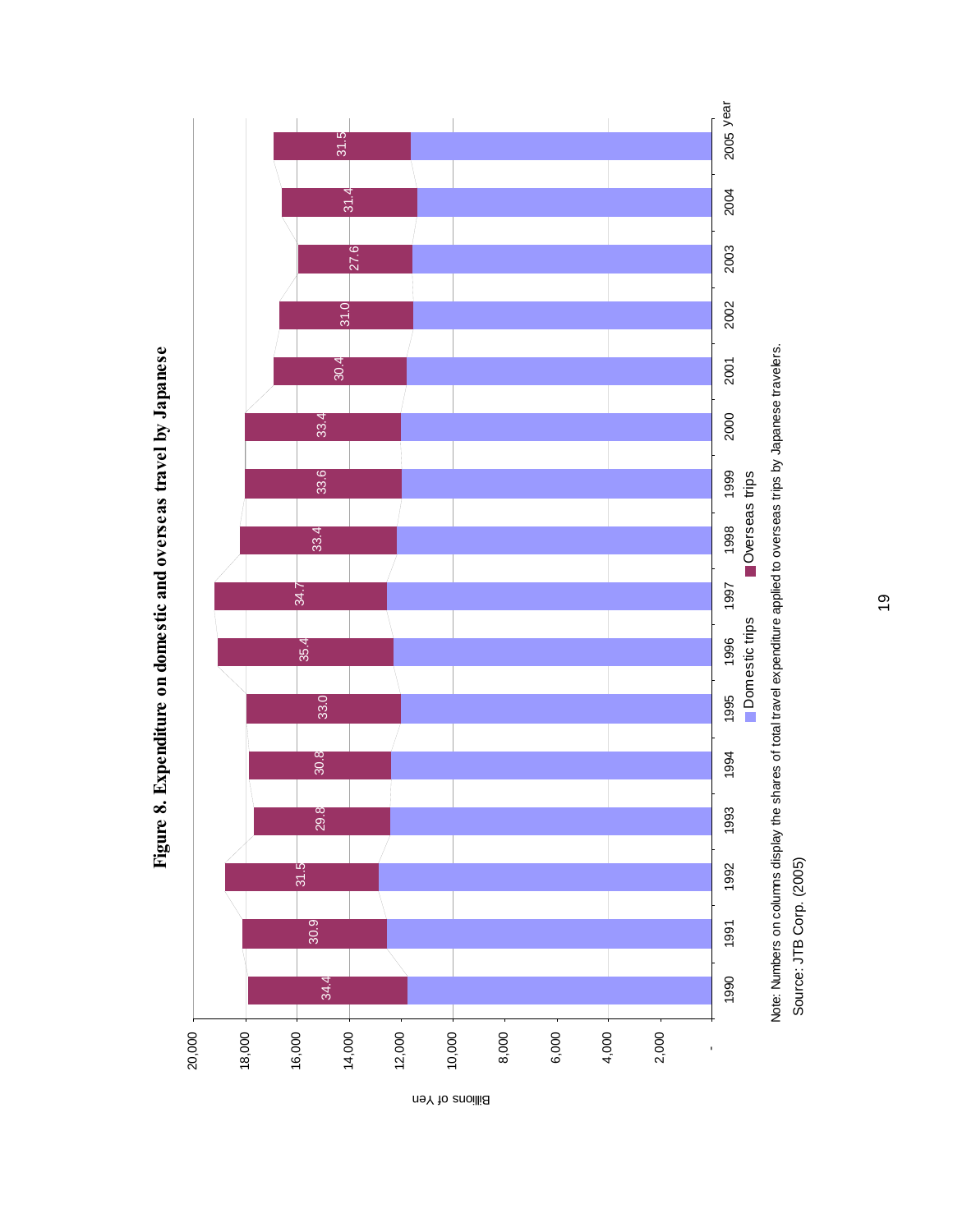# Figure 8. Expenditure on domestic and overseas travel by Japanese

Billions of Yen

| year | Overseas trips share (%) |
|---|---|
| 1990 | 34.4 |
| 1991 | 30.9 |
| 1992 | 31.5 |
| 1993 | 29.8 |
| 1994 | 30.8 |
| 1995 | 33.0 |
| 1996 | 35.4 |
| 1997 | 34.7 |
| 1998 | 33.4 |
| 1999 | 33.6 |
| 2000 | 33.4 |
| 2001 | 30.4 |
| 2002 | 31.0 |
| 2003 | 27.6 |
| 2004 | 31.4 |
| 2005 | 31.5 |

Domestic trips ■ Overseas trips

Note: Numbers on columns display the shares of total travel expenditure applied to overseas trips by Japanese travelers.

Source: JTB Corp. (2005)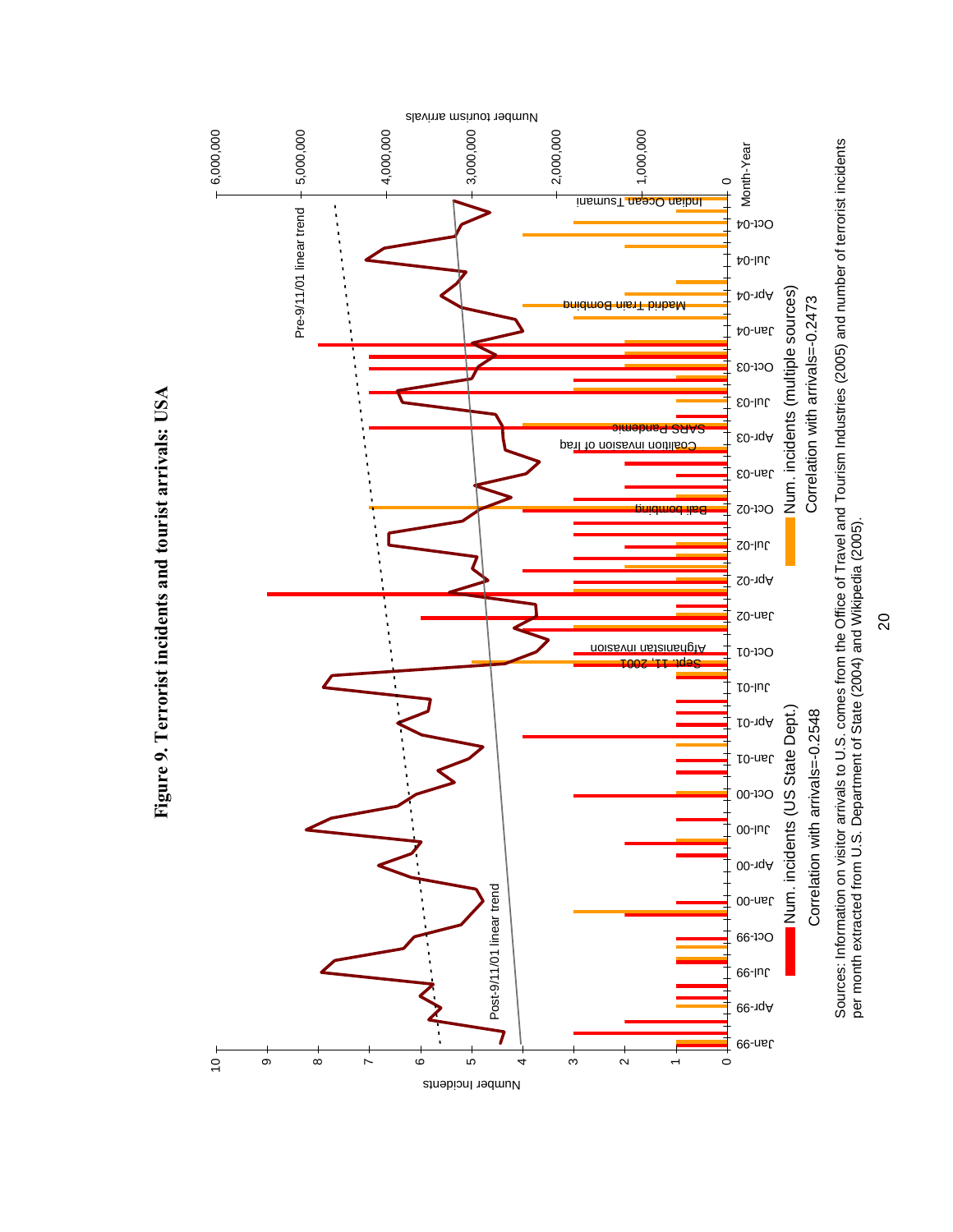**Figure 9. Terrorist incidents and tourist arrivals: USA**

Num. incidents (US State Dept.)
Correlation with arrivals=-0.2548

Num. incidents (multiple sources)
Correlation with arrivals=-0.2473

Sources: Information on visitor arrivals to U.S. comes from the Office of Travel and Tourism Industries (2005) and number of terrorist incidents per month extracted from U.S. Department of State (2004) and Wikipedia (2005).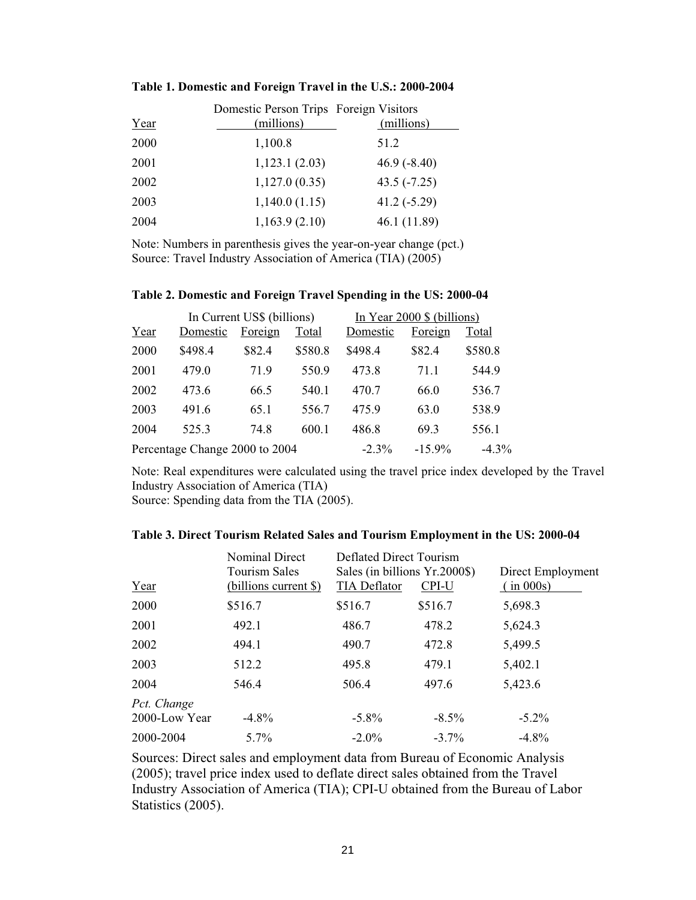**Table 1. Domestic and Foreign Travel in the U.S.: 2000-2004**

| Year | Domestic Person Trips (millions) | Foreign Visitors (millions) |
|---|---|---|
| 2000 | 1,100.8 | 51.2 |
| 2001 | 1,123.1 (2.03) | 46.9 (-8.40) |
| 2002 | 1,127.0 (0.35) | 43.5 (-7.25) |
| 2003 | 1,140.0 (1.15) | 41.2 (-5.29) |
| 2004 | 1,163.9 (2.10) | 46.1 (11.89) |

Note: Numbers in parenthesis gives the year-on-year change (pct.)
Source: Travel Industry Association of America (TIA) (2005)

**Table 2. Domestic and Foreign Travel Spending in the US: 2000-04**

| | In Current US$ (billions) | | | In Year 2000 $ (billions) | | |
|---|---|---|---|---|---|---|
| Year | Domestic | Foreign | Total | Domestic | Foreign | Total |
| 2000 | $498.4 | $82.4 | $580.8 | $498.4 | $82.4 | $580.8 |
| 2001 | 479.0 | 71.9 | 550.9 | 473.8 | 71.1 | 544.9 |
| 2002 | 473.6 | 66.5 | 540.1 | 470.7 | 66.0 | 536.7 |
| 2003 | 491.6 | 65.1 | 556.7 | 475.9 | 63.0 | 538.9 |
| 2004 | 525.3 | 74.8 | 600.1 | 486.8 | 69.3 | 556.1 |
| Percentage Change 2000 to 2004 | | | | -2.3% | -15.9% | -4.3% |

Note: Real expenditures were calculated using the travel price index developed by the Travel Industry Association of America (TIA)
Source: Spending data from the TIA (2005).

**Table 3. Direct Tourism Related Sales and Tourism Employment in the US: 2000-04**

| Year | Nominal Direct Tourism Sales (billions current $) | Deflated Direct Tourism Sales (in billions Yr.2000$) TIA Deflator | CPI-U | Direct Employment ( in 000s) |
|---|---|---|---|---|
| 2000 | $516.7 | $516.7 | $516.7 | 5,698.3 |
| 2001 | 492.1 | 486.7 | 478.2 | 5,624.3 |
| 2002 | 494.1 | 490.7 | 472.8 | 5,499.5 |
| 2003 | 512.2 | 495.8 | 479.1 | 5,402.1 |
| 2004 | 546.4 | 506.4 | 497.6 | 5,423.6 |
| *Pct. Change* | | | | |
| 2000-Low Year | -4.8% | -5.8% | -8.5% | -5.2% |
| 2000-2004 | 5.7% | -2.0% | -3.7% | -4.8% |

Sources: Direct sales and employment data from Bureau of Economic Analysis (2005); travel price index used to deflate direct sales obtained from the Travel Industry Association of America (TIA); CPI-U obtained from the Bureau of Labor Statistics (2005).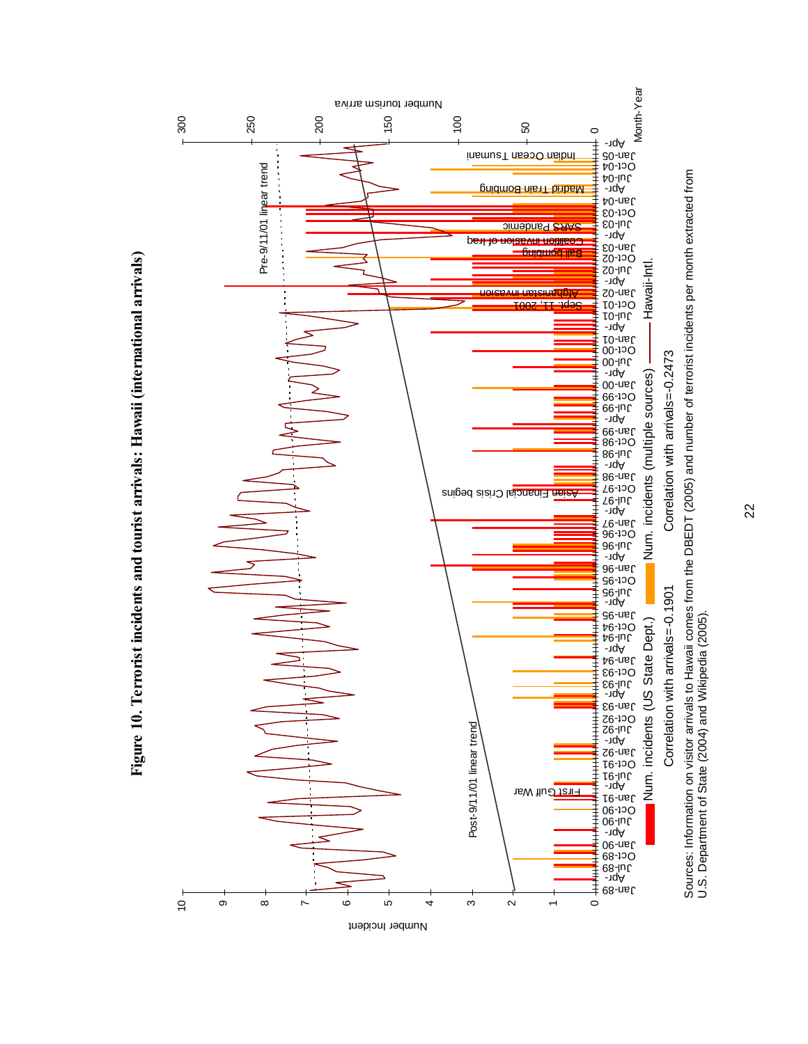**Figure 10. Terrorist incidents and tourist arrivals: Hawaii (international arrivals)**

Num. incidents (US State Dept.) | Num. incidents (multiple sources) | Hawaii-Intl.

Correlation with arrivals=-0.1901 | Correlation with arrivals=-0.2473

Sources: Information on visitor arrivals to Hawaii comes from the DBEDT (2005) and number of terrorist incidents per month extracted from U.S. Department of State (2004) and Wikipedia (2005).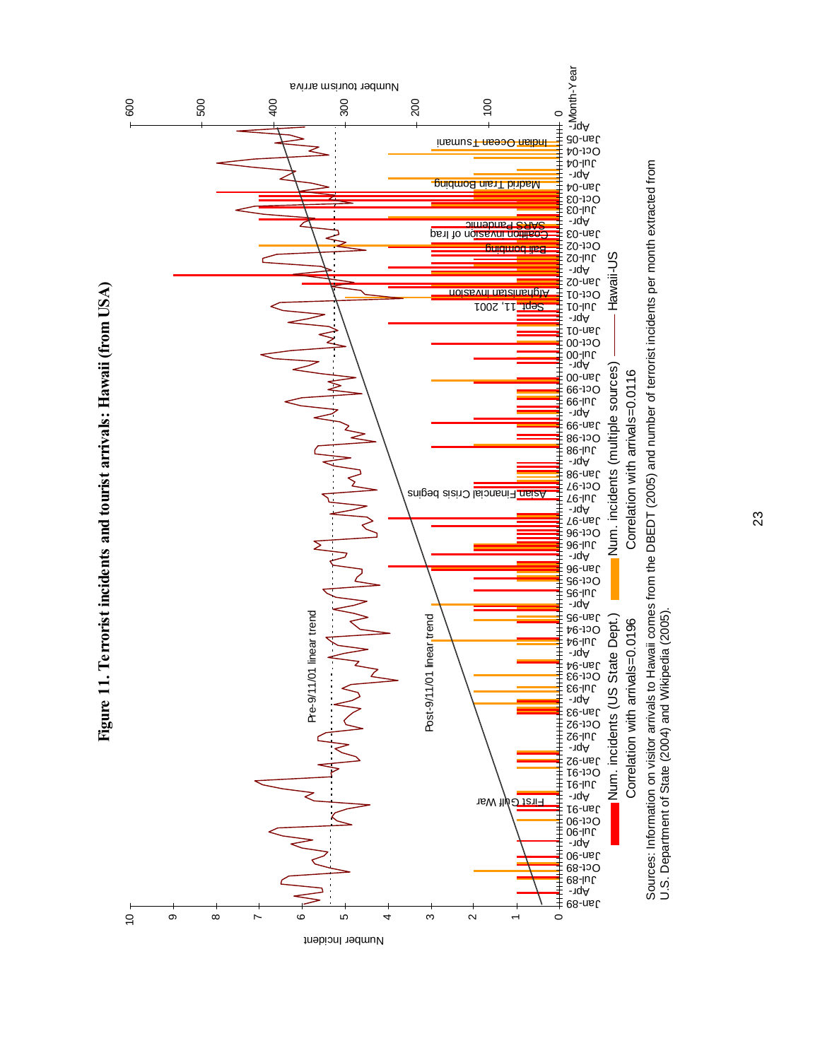**Figure 11. Terrorist incidents and tourist arrivals: Hawaii (from USA)**

Num. incidents (US State Dept.) Correlation with arrivals=0.0196

Num. incidents (multiple sources) Correlation with arrivals=0.0116

Hawaii-US

Sources: Information on visitor arrivals to Hawaii comes from the DBEDT (2005) and number of terrorist incidents per month extracted from U.S. Department of State (2004) and Wikipedia (2005).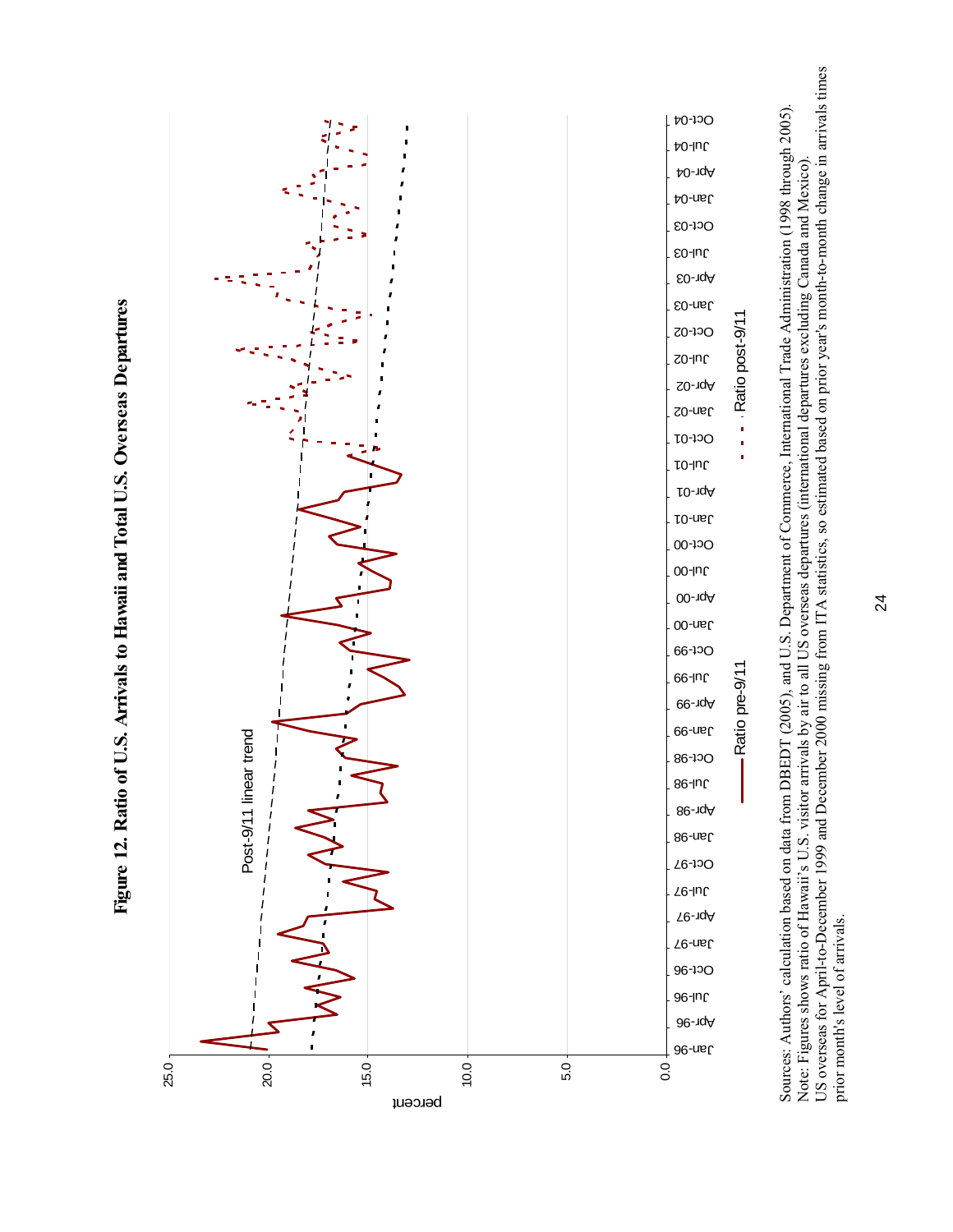**Figure 12. Ratio of U.S. Arrivals to Hawaii and Total U.S. Overseas Departures**

percent

25.0
20.0
15.0
10.0
5.0
0.0

Jan-96
Apr-96
Jul-96
Oct-96
Jan-97
Apr-97
Jul-97
Oct-97
Jan-98
Apr-98
Jul-98
Oct-98
Jan-99
Apr-99
Jul-99
Oct-99
Jan-00
Apr-00
Jul-00
Oct-00
Jan-01
Apr-01
Jul-01
Oct-01
Jan-02
Apr-02
Jul-02
Oct-02
Jan-03
Apr-03
Jul-03
Oct-03
Jan-04
Apr-04
Jul-04
Oct-04

Post-9/11 linear trend

Ratio pre-9/11

Ratio post-9/11

Sources: Authors' calculation based on data from DBEDT (2005), and U.S. Department of Commerce, International Trade Administration (1998 through 2005).
Note: Figures shows ratio of Hawaii's U.S. visitor arrivals by air to all US overseas departures (international departures excluding Canada and Mexico).
US overseas for April-to-December 1999 and December 2000 missing from ITA statistics, so estimated based on prior year's month-to-month change in arrivals times prior month's level of arrivals.